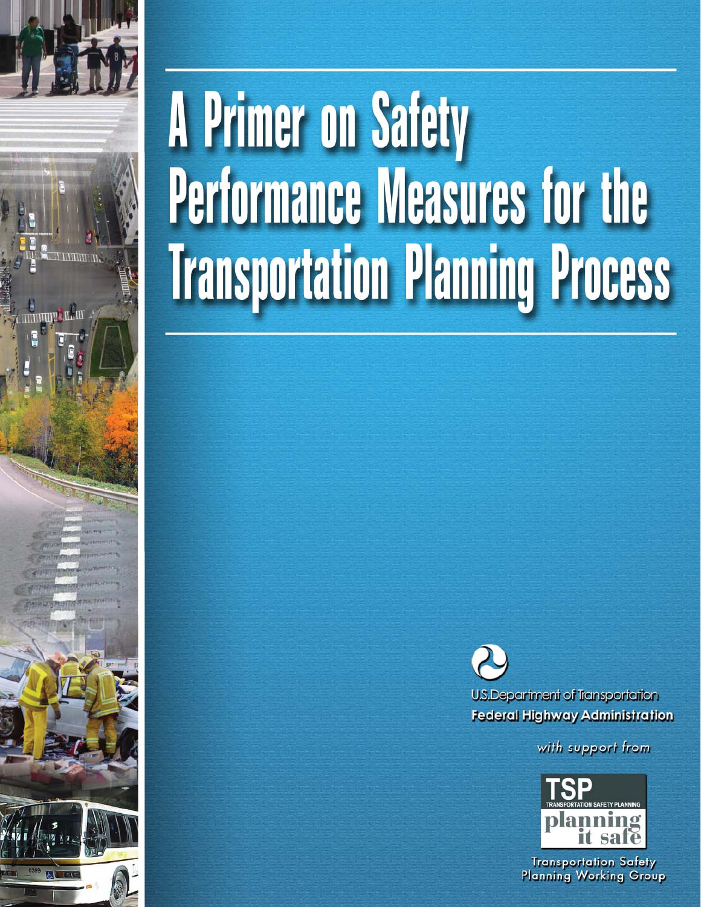# A Primer on Safety Performance Measures for the Transportation Planning Process

U.S. Department of Transportation
**Federal Highway Administration**

*with support from*

TSP
TRANSPORTATION SAFETY PLANNING
planning it safe

Transportation Safety Planning Working Group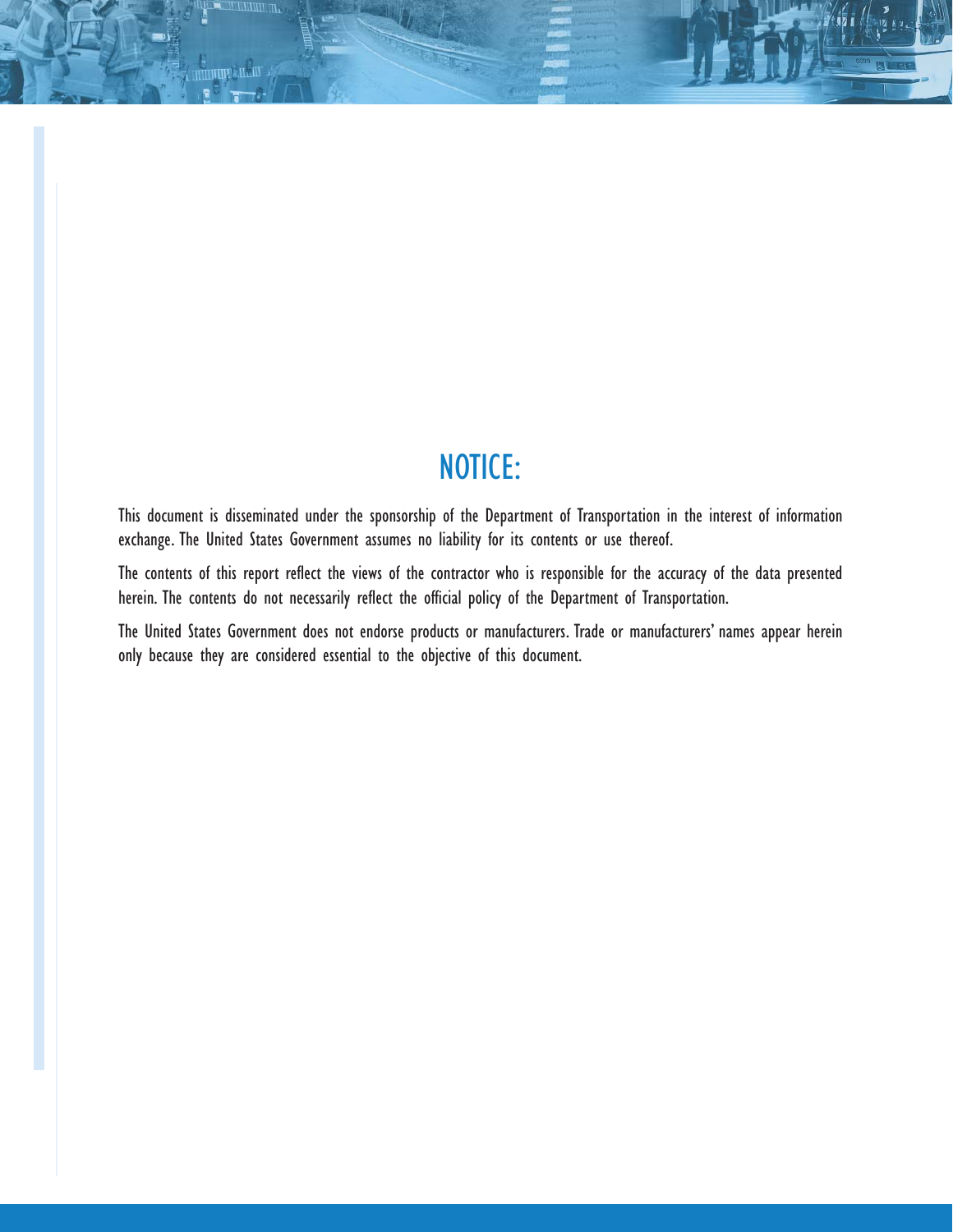# NOTICE:

This document is disseminated under the sponsorship of the Department of Transportation in the interest of information exchange. The United States Government assumes no liability for its contents or use thereof.

The contents of this report reflect the views of the contractor who is responsible for the accuracy of the data presented herein. The contents do not necessarily reflect the official policy of the Department of Transportation.

The United States Government does not endorse products or manufacturers. Trade or manufacturers' names appear herein only because they are considered essential to the objective of this document.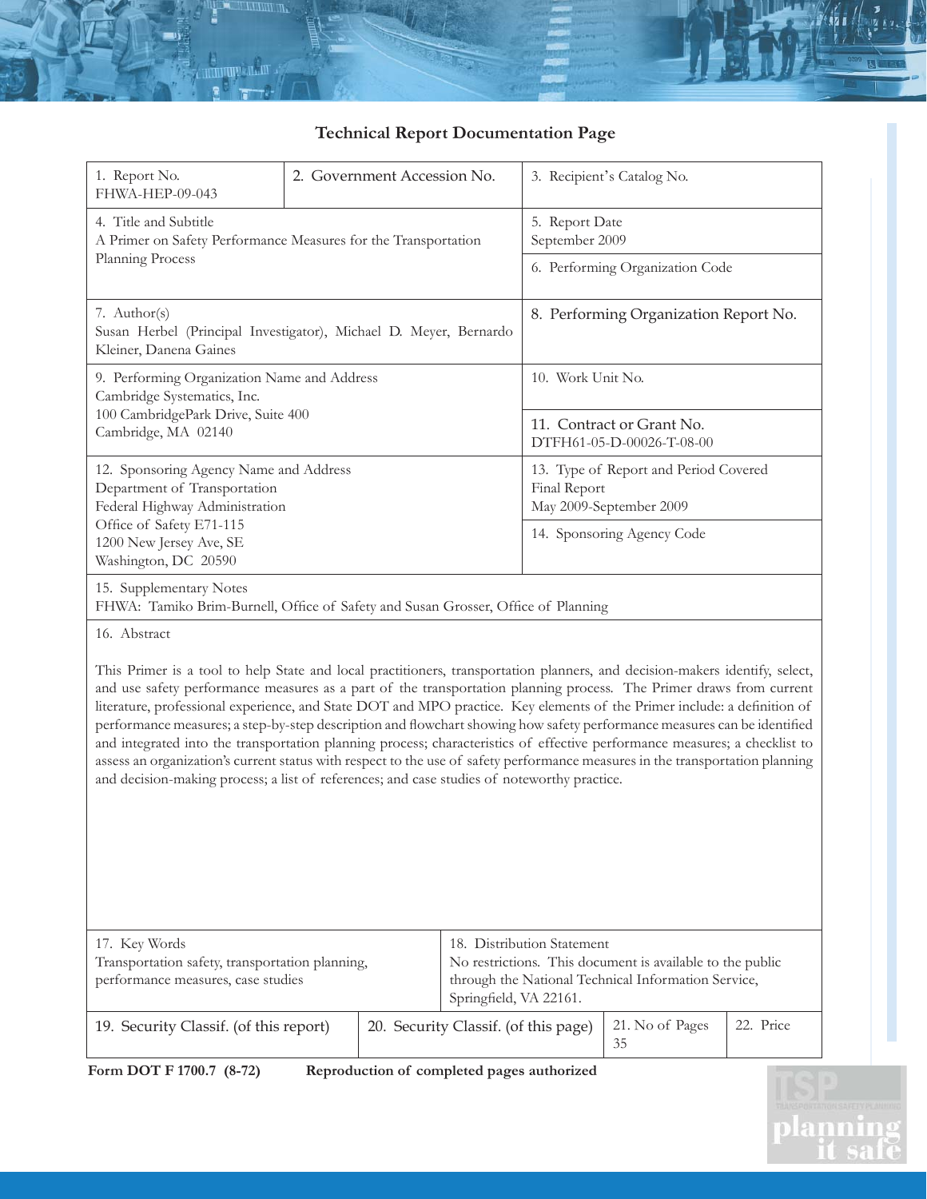## Technical Report Documentation Page

| | | |
|---|---|---|
| 1. Report No.<br>FHWA-HEP-09-043 | 2. Government Accession No. | 3. Recipient's Catalog No. |
| 4. Title and Subtitle<br>A Primer on Safety Performance Measures for the Transportation Planning Process | | 5. Report Date<br>September 2009<br><br>6. Performing Organization Code |
| 7. Author(s)<br>Susan Herbel (Principal Investigator), Michael D. Meyer, Bernardo Kleiner, Danena Gaines | | 8. Performing Organization Report No. |
| 9. Performing Organization Name and Address<br>Cambridge Systematics, Inc.<br>100 CambridgePark Drive, Suite 400<br>Cambridge, MA 02140 | | 10. Work Unit No.<br><br>11. Contract or Grant No.<br>DTFH61-05-D-00026-T-08-00 |
| 12. Sponsoring Agency Name and Address<br>Department of Transportation<br>Federal Highway Administration<br>Office of Safety E71-115<br>1200 New Jersey Ave, SE<br>Washington, DC 20590 | | 13. Type of Report and Period Covered<br>Final Report<br>May 2009-September 2009<br><br>14. Sponsoring Agency Code |

15. Supplementary Notes
FHWA: Tamiko Brim-Burnell, Office of Safety and Susan Grosser, Office of Planning

16. Abstract

This Primer is a tool to help State and local practitioners, transportation planners, and decision-makers identify, select, and use safety performance measures as a part of the transportation planning process. The Primer draws from current literature, professional experience, and State DOT and MPO practice. Key elements of the Primer include: a definition of performance measures; a step-by-step description and flowchart showing how safety performance measures can be identified and integrated into the transportation planning process; characteristics of effective performance measures; a checklist to assess an organization's current status with respect to the use of safety performance measures in the transportation planning and decision-making process; a list of references; and case studies of noteworthy practice.

| | |
|---|---|
| 17. Key Words<br>Transportation safety, transportation planning, performance measures, case studies | 18. Distribution Statement<br>No restrictions. This document is available to the public through the National Technical Information Service, Springfield, VA 22161. |

| 19. Security Classif. (of this report) | 20. Security Classif. (of this page) | 21. No of Pages | 22. Price |
|---|---|---|---|
| | | 35 | |

**Form DOT F 1700.7 (8-72)** **Reproduction of completed pages authorized**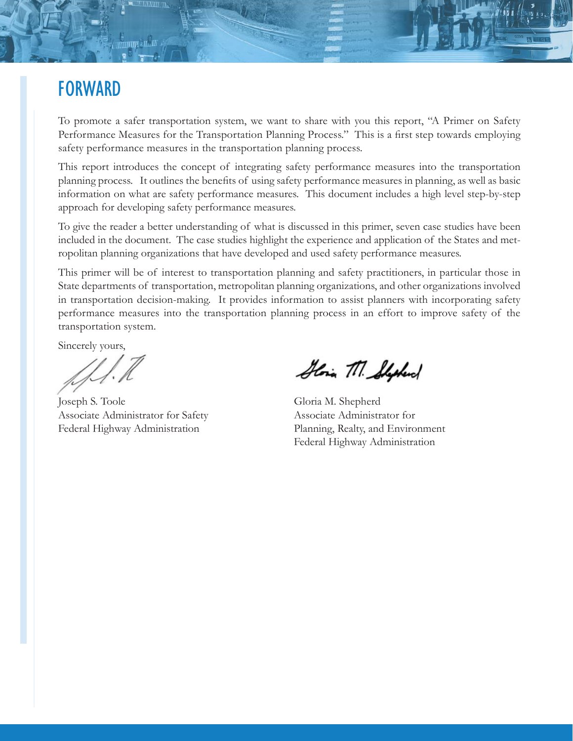# FORWARD

To promote a safer transportation system, we want to share with you this report, "A Primer on Safety Performance Measures for the Transportation Planning Process." This is a first step towards employing safety performance measures in the transportation planning process.

This report introduces the concept of integrating safety performance measures into the transportation planning process. It outlines the benefits of using safety performance measures in planning, as well as basic information on what are safety performance measures. This document includes a high level step-by-step approach for developing safety performance measures.

To give the reader a better understanding of what is discussed in this primer, seven case studies have been included in the document. The case studies highlight the experience and application of the States and metropolitan planning organizations that have developed and used safety performance measures.

This primer will be of interest to transportation planning and safety practitioners, in particular those in State departments of transportation, metropolitan planning organizations, and other organizations involved in transportation decision-making. It provides information to assist planners with incorporating safety performance measures into the transportation planning process in an effort to improve safety of the transportation system.

Sincerely yours,

Joseph S. Toole
Associate Administrator for Safety
Federal Highway Administration

Gloria M. Shepherd
Associate Administrator for
Planning, Realty, and Environment
Federal Highway Administration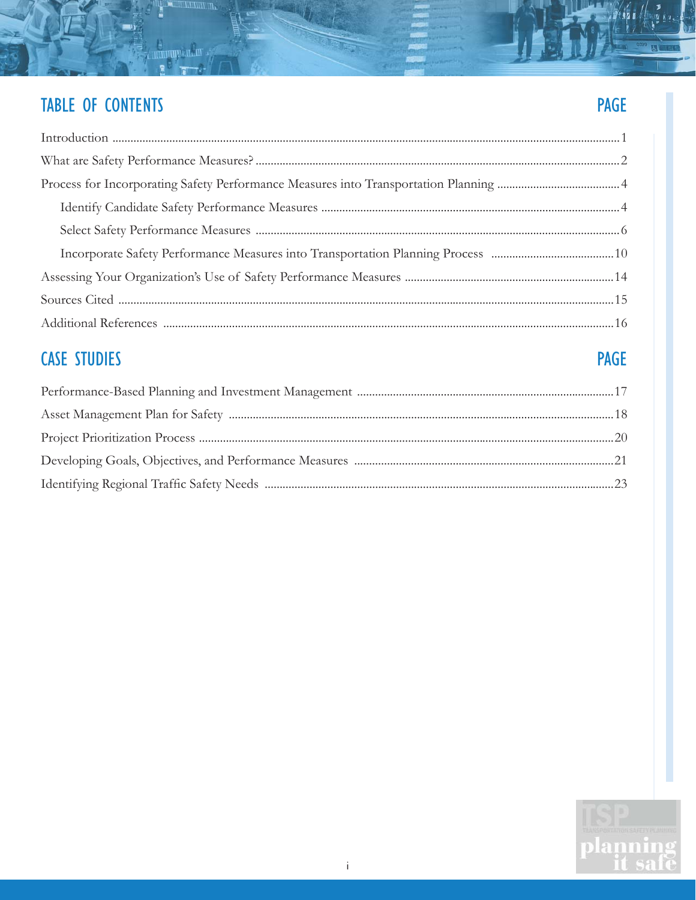## TABLE OF CONTENTS

| | PAGE |
|---|---|
| Introduction | 1 |
| What are Safety Performance Measures? | 2 |
| Process for Incorporating Safety Performance Measures into Transportation Planning | 4 |
| Identify Candidate Safety Performance Measures | 4 |
| Select Safety Performance Measures | 6 |
| Incorporate Safety Performance Measures into Transportation Planning Process | 10 |
| Assessing Your Organization's Use of Safety Performance Measures | 14 |
| Sources Cited | 15 |
| Additional References | 16 |

## CASE STUDIES

| | PAGE |
|---|---|
| Performance-Based Planning and Investment Management | 17 |
| Asset Management Plan for Safety | 18 |
| Project Prioritization Process | 20 |
| Developing Goals, Objectives, and Performance Measures | 21 |
| Identifying Regional Traffic Safety Needs | 23 |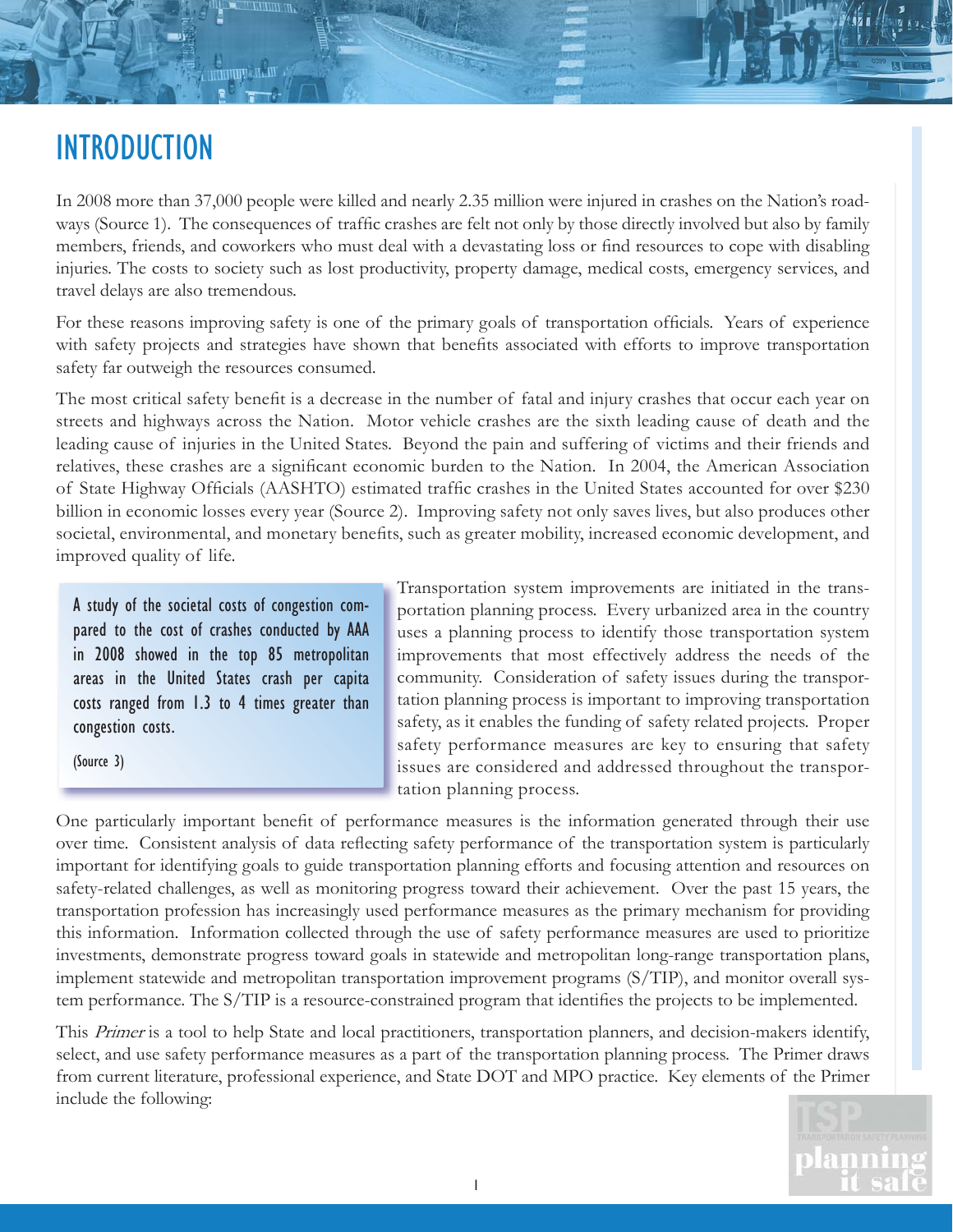# INTRODUCTION

In 2008 more than 37,000 people were killed and nearly 2.35 million were injured in crashes on the Nation's roadways (Source 1). The consequences of traffic crashes are felt not only by those directly involved but also by family members, friends, and coworkers who must deal with a devastating loss or find resources to cope with disabling injuries. The costs to society such as lost productivity, property damage, medical costs, emergency services, and travel delays are also tremendous.

For these reasons improving safety is one of the primary goals of transportation officials. Years of experience with safety projects and strategies have shown that benefits associated with efforts to improve transportation safety far outweigh the resources consumed.

The most critical safety benefit is a decrease in the number of fatal and injury crashes that occur each year on streets and highways across the Nation. Motor vehicle crashes are the sixth leading cause of death and the leading cause of injuries in the United States. Beyond the pain and suffering of victims and their friends and relatives, these crashes are a significant economic burden to the Nation. In 2004, the American Association of State Highway Officials (AASHTO) estimated traffic crashes in the United States accounted for over $230 billion in economic losses every year (Source 2). Improving safety not only saves lives, but also produces other societal, environmental, and monetary benefits, such as greater mobility, increased economic development, and improved quality of life.

> A study of the societal costs of congestion compared to the cost of crashes conducted by AAA in 2008 showed in the top 85 metropolitan areas in the United States crash per capita costs ranged from 1.3 to 4 times greater than congestion costs.
>
> (Source 3)

Transportation system improvements are initiated in the transportation planning process. Every urbanized area in the country uses a planning process to identify those transportation system improvements that most effectively address the needs of the community. Consideration of safety issues during the transportation planning process is important to improving transportation safety, as it enables the funding of safety related projects. Proper safety performance measures are key to ensuring that safety issues are considered and addressed throughout the transportation planning process.

One particularly important benefit of performance measures is the information generated through their use over time. Consistent analysis of data reflecting safety performance of the transportation system is particularly important for identifying goals to guide transportation planning efforts and focusing attention and resources on safety-related challenges, as well as monitoring progress toward their achievement. Over the past 15 years, the transportation profession has increasingly used performance measures as the primary mechanism for providing this information. Information collected through the use of safety performance measures are used to prioritize investments, demonstrate progress toward goals in statewide and metropolitan long-range transportation plans, implement statewide and metropolitan transportation improvement programs (S/TIP), and monitor overall system performance. The S/TIP is a resource-constrained program that identifies the projects to be implemented.

This *Primer* is a tool to help State and local practitioners, transportation planners, and decision-makers identify, select, and use safety performance measures as a part of the transportation planning process. The Primer draws from current literature, professional experience, and State DOT and MPO practice. Key elements of the Primer include the following: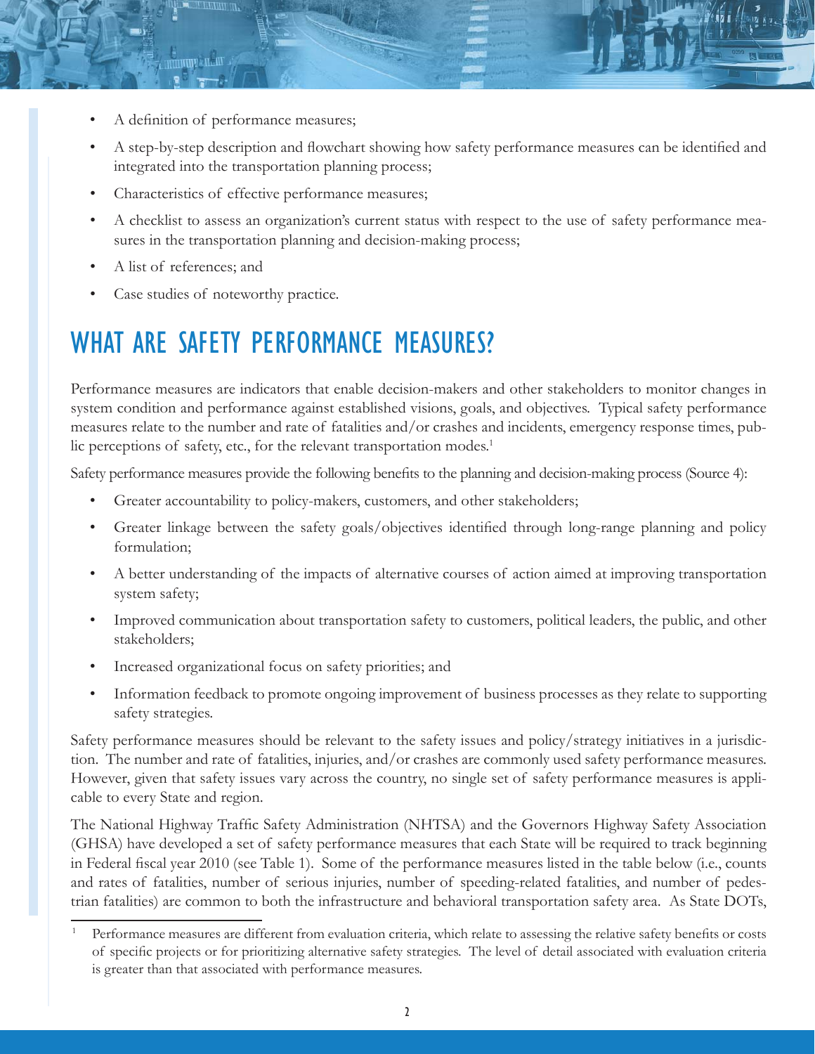- A definition of performance measures;
- A step-by-step description and flowchart showing how safety performance measures can be identified and integrated into the transportation planning process;
- Characteristics of effective performance measures;
- A checklist to assess an organization's current status with respect to the use of safety performance measures in the transportation planning and decision-making process;
- A list of references; and
- Case studies of noteworthy practice.

## WHAT ARE SAFETY PERFORMANCE MEASURES?

Performance measures are indicators that enable decision-makers and other stakeholders to monitor changes in system condition and performance against established visions, goals, and objectives. Typical safety performance measures relate to the number and rate of fatalities and/or crashes and incidents, emergency response times, public perceptions of safety, etc., for the relevant transportation modes.[1]

Safety performance measures provide the following benefits to the planning and decision-making process (Source 4):

- Greater accountability to policy-makers, customers, and other stakeholders;
- Greater linkage between the safety goals/objectives identified through long-range planning and policy formulation;
- A better understanding of the impacts of alternative courses of action aimed at improving transportation system safety;
- Improved communication about transportation safety to customers, political leaders, the public, and other stakeholders;
- Increased organizational focus on safety priorities; and
- Information feedback to promote ongoing improvement of business processes as they relate to supporting safety strategies.

Safety performance measures should be relevant to the safety issues and policy/strategy initiatives in a jurisdiction. The number and rate of fatalities, injuries, and/or crashes are commonly used safety performance measures. However, given that safety issues vary across the country, no single set of safety performance measures is applicable to every State and region.

The National Highway Traffic Safety Administration (NHTSA) and the Governors Highway Safety Association (GHSA) have developed a set of safety performance measures that each State will be required to track beginning in Federal fiscal year 2010 (see Table 1). Some of the performance measures listed in the table below (i.e., counts and rates of fatalities, number of serious injuries, number of speeding-related fatalities, and number of pedestrian fatalities) are common to both the infrastructure and behavioral transportation safety area. As State DOTs,

---

[1] Performance measures are different from evaluation criteria, which relate to assessing the relative safety benefits or costs of specific projects or for prioritizing alternative safety strategies. The level of detail associated with evaluation criteria is greater than that associated with performance measures.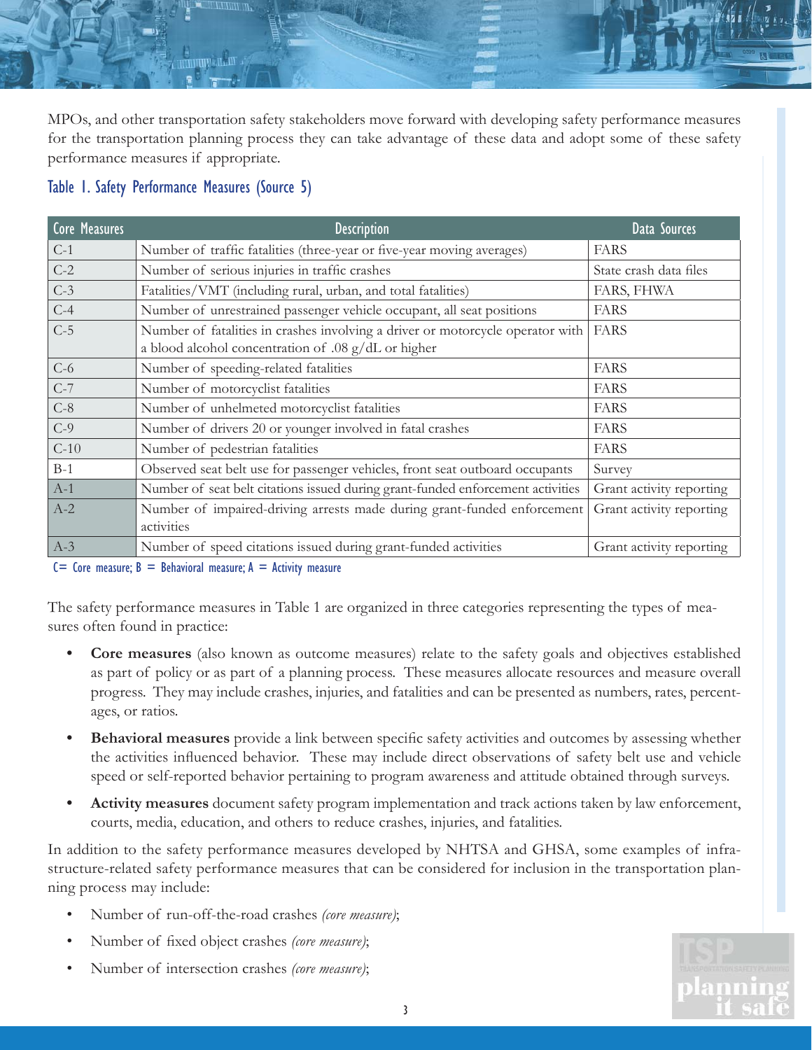MPOs, and other transportation safety stakeholders move forward with developing safety performance measures for the transportation planning process they can take advantage of these data and adopt some of these safety performance measures if appropriate.

### Table 1. Safety Performance Measures (Source 5)

| Core Measures | Description | Data Sources |
|---|---|---|
| C-1 | Number of traffic fatalities (three-year or five-year moving averages) | FARS |
| C-2 | Number of serious injuries in traffic crashes | State crash data files |
| C-3 | Fatalities/VMT (including rural, urban, and total fatalities) | FARS, FHWA |
| C-4 | Number of unrestrained passenger vehicle occupant, all seat positions | FARS |
| C-5 | Number of fatalities in crashes involving a driver or motorcycle operator with a blood alcohol concentration of .08 g/dL or higher | FARS |
| C-6 | Number of speeding-related fatalities | FARS |
| C-7 | Number of motorcyclist fatalities | FARS |
| C-8 | Number of unhelmeted motorcyclist fatalities | FARS |
| C-9 | Number of drivers 20 or younger involved in fatal crashes | FARS |
| C-10 | Number of pedestrian fatalities | FARS |
| B-1 | Observed seat belt use for passenger vehicles, front seat outboard occupants | Survey |
| A-1 | Number of seat belt citations issued during grant-funded enforcement activities | Grant activity reporting |
| A-2 | Number of impaired-driving arrests made during grant-funded enforcement activities | Grant activity reporting |
| A-3 | Number of speed citations issued during grant-funded activities | Grant activity reporting |

C= Core measure; B = Behavioral measure; A = Activity measure

The safety performance measures in Table 1 are organized in three categories representing the types of measures often found in practice:

- **Core measures** (also known as outcome measures) relate to the safety goals and objectives established as part of policy or as part of a planning process. These measures allocate resources and measure overall progress. They may include crashes, injuries, and fatalities and can be presented as numbers, rates, percentages, or ratios.
- **Behavioral measures** provide a link between specific safety activities and outcomes by assessing whether the activities influenced behavior. These may include direct observations of safety belt use and vehicle speed or self-reported behavior pertaining to program awareness and attitude obtained through surveys.
- **Activity measures** document safety program implementation and track actions taken by law enforcement, courts, media, education, and others to reduce crashes, injuries, and fatalities.

In addition to the safety performance measures developed by NHTSA and GHSA, some examples of infrastructure-related safety performance measures that can be considered for inclusion in the transportation planning process may include:

- Number of run-off-the-road crashes *(core measure)*;
- Number of fixed object crashes *(core measure)*;
- Number of intersection crashes *(core measure)*;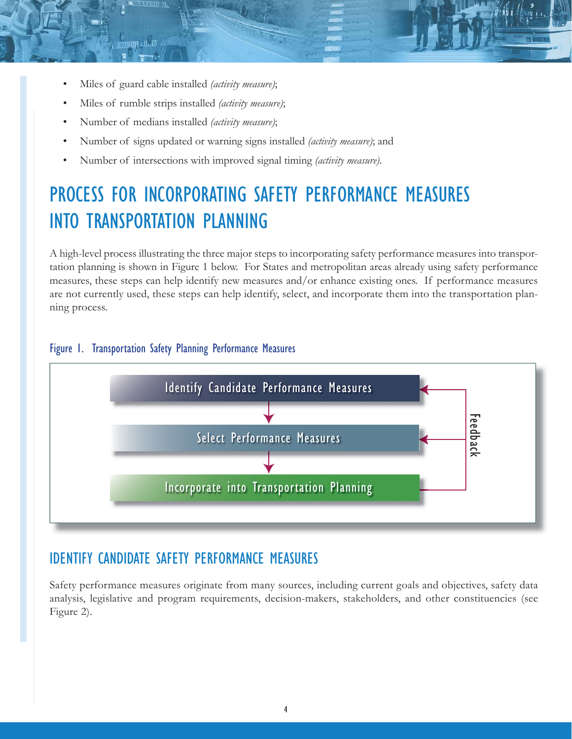- Miles of guard cable installed *(activity measure)*;
- Miles of rumble strips installed *(activity measure)*;
- Number of medians installed *(activity measure)*;
- Number of signs updated or warning signs installed *(activity measure)*; and
- Number of intersections with improved signal timing *(activity measure)*.

# PROCESS FOR INCORPORATING SAFETY PERFORMANCE MEASURES INTO TRANSPORTATION PLANNING

A high-level process illustrating the three major steps to incorporating safety performance measures into transportation planning is shown in Figure 1 below. For States and metropolitan areas already using safety performance measures, these steps can help identify new measures and/or enhance existing ones. If performance measures are not currently used, these steps can help identify, select, and incorporate them into the transportation planning process.

Figure 1. Transportation Safety Planning Performance Measures

Identify Candidate Performance Measures → Select Performance Measures → Incorporate into Transportation Planning

Feedback

## IDENTIFY CANDIDATE SAFETY PERFORMANCE MEASURES

Safety performance measures originate from many sources, including current goals and objectives, safety data analysis, legislative and program requirements, decision-makers, stakeholders, and other constituencies (see Figure 2).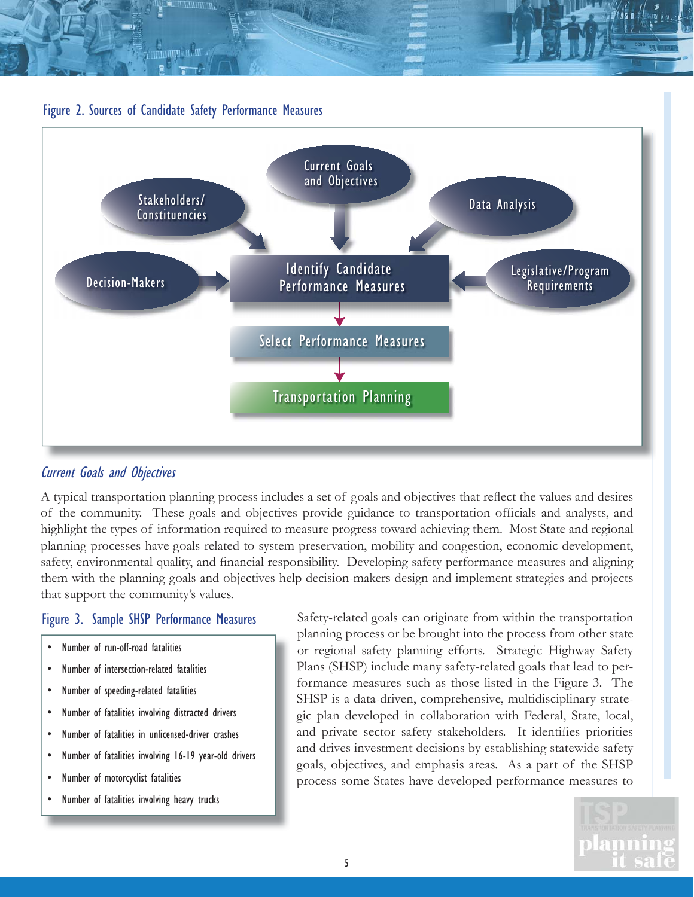Figure 2. Sources of Candidate Safety Performance Measures

Current Goals and Objectives

Stakeholders/ Constituencies

Data Analysis

Decision-Makers

Identify Candidate Performance Measures

Legislative/Program Requirements

Select Performance Measures

Transportation Planning

### *Current Goals and Objectives*

A typical transportation planning process includes a set of goals and objectives that reflect the values and desires of the community. These goals and objectives provide guidance to transportation officials and analysts, and highlight the types of information required to measure progress toward achieving them. Most State and regional planning processes have goals related to system preservation, mobility and congestion, economic development, safety, environmental quality, and financial responsibility. Developing safety performance measures and aligning them with the planning goals and objectives help decision-makers design and implement strategies and projects that support the community's values.

Figure 3. Sample SHSP Performance Measures

- Number of run-off-road fatalities
- Number of intersection-related fatalities
- Number of speeding-related fatalities
- Number of fatalities involving distracted drivers
- Number of fatalities in unlicensed-driver crashes
- Number of fatalities involving 16-19 year-old drivers
- Number of motorcyclist fatalities
- Number of fatalities involving heavy trucks

Safety-related goals can originate from within the transportation planning process or be brought into the process from other state or regional safety planning efforts. Strategic Highway Safety Plans (SHSP) include many safety-related goals that lead to performance measures such as those listed in the Figure 3. The SHSP is a data-driven, comprehensive, multidisciplinary strategic plan developed in collaboration with Federal, State, local, and private sector safety stakeholders. It identifies priorities and drives investment decisions by establishing statewide safety goals, objectives, and emphasis areas. As a part of the SHSP process some States have developed performance measures to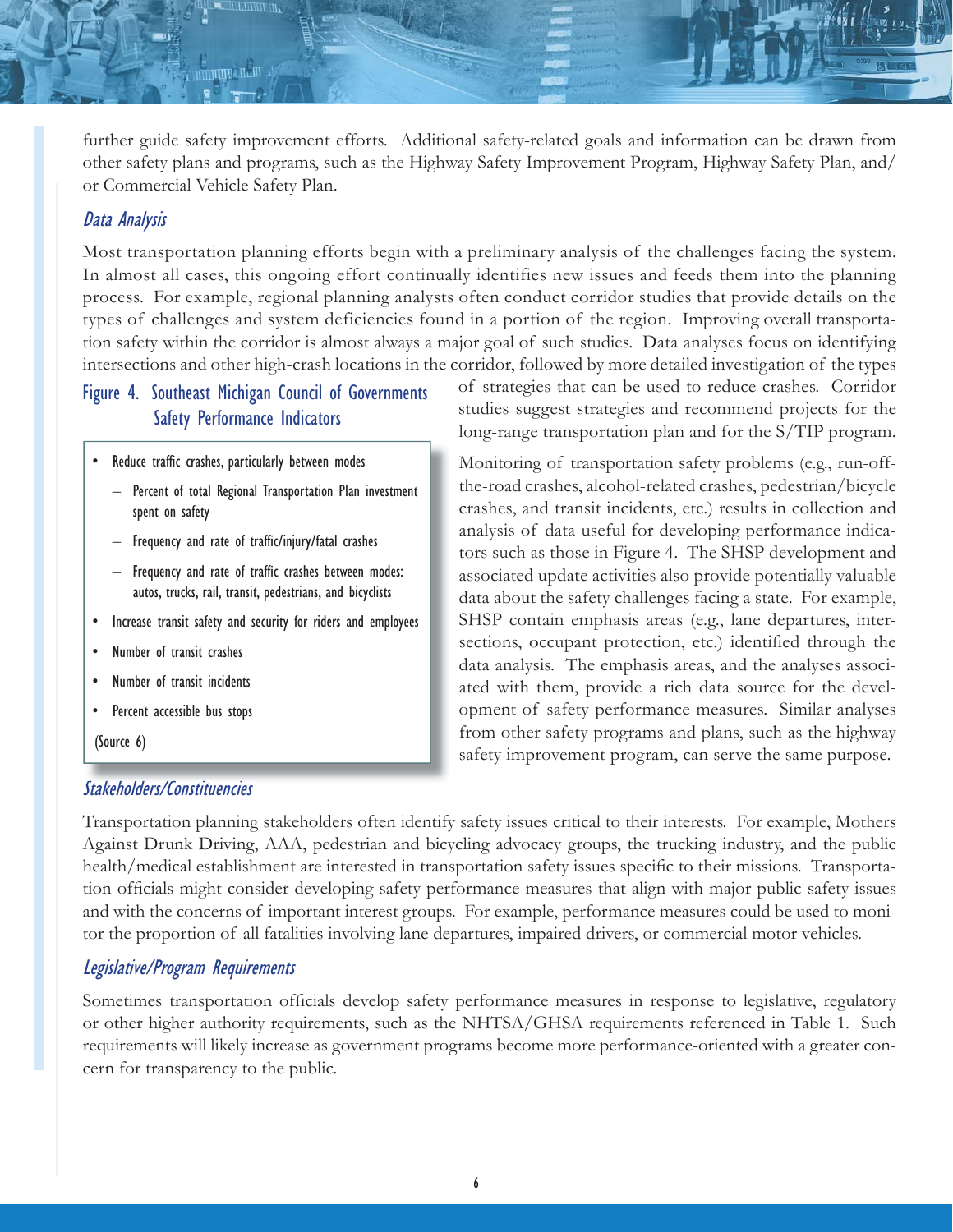further guide safety improvement efforts. Additional safety-related goals and information can be drawn from other safety plans and programs, such as the Highway Safety Improvement Program, Highway Safety Plan, and/or Commercial Vehicle Safety Plan.

### *Data Analysis*

Most transportation planning efforts begin with a preliminary analysis of the challenges facing the system. In almost all cases, this ongoing effort continually identifies new issues and feeds them into the planning process. For example, regional planning analysts often conduct corridor studies that provide details on the types of challenges and system deficiencies found in a portion of the region. Improving overall transportation safety within the corridor is almost always a major goal of such studies. Data analyses focus on identifying intersections and other high-crash locations in the corridor, followed by more detailed investigation of the types of strategies that can be used to reduce crashes. Corridor studies suggest strategies and recommend projects for the long-range transportation plan and for the S/TIP program.

**Figure 4. Southeast Michigan Council of Governments Safety Performance Indicators**

- Reduce traffic crashes, particularly between modes
  - Percent of total Regional Transportation Plan investment spent on safety
  - Frequency and rate of traffic/injury/fatal crashes
  - Frequency and rate of traffic crashes between modes: autos, trucks, rail, transit, pedestrians, and bicyclists
- Increase transit safety and security for riders and employees
- Number of transit crashes
- Number of transit incidents
- Percent accessible bus stops

(Source 6)

Monitoring of transportation safety problems (e.g., run-off-the-road crashes, alcohol-related crashes, pedestrian/bicycle crashes, and transit incidents, etc.) results in collection and analysis of data useful for developing performance indicators such as those in Figure 4. The SHSP development and associated update activities also provide potentially valuable data about the safety challenges facing a state. For example, SHSP contain emphasis areas (e.g., lane departures, intersections, occupant protection, etc.) identified through the data analysis. The emphasis areas, and the analyses associated with them, provide a rich data source for the development of safety performance measures. Similar analyses from other safety programs and plans, such as the highway safety improvement program, can serve the same purpose.

### *Stakeholders/Constituencies*

Transportation planning stakeholders often identify safety issues critical to their interests. For example, Mothers Against Drunk Driving, AAA, pedestrian and bicycling advocacy groups, the trucking industry, and the public health/medical establishment are interested in transportation safety issues specific to their missions. Transportation officials might consider developing safety performance measures that align with major public safety issues and with the concerns of important interest groups. For example, performance measures could be used to monitor the proportion of all fatalities involving lane departures, impaired drivers, or commercial motor vehicles.

### *Legislative/Program Requirements*

Sometimes transportation officials develop safety performance measures in response to legislative, regulatory or other higher authority requirements, such as the NHTSA/GHSA requirements referenced in Table 1. Such requirements will likely increase as government programs become more performance-oriented with a greater concern for transparency to the public.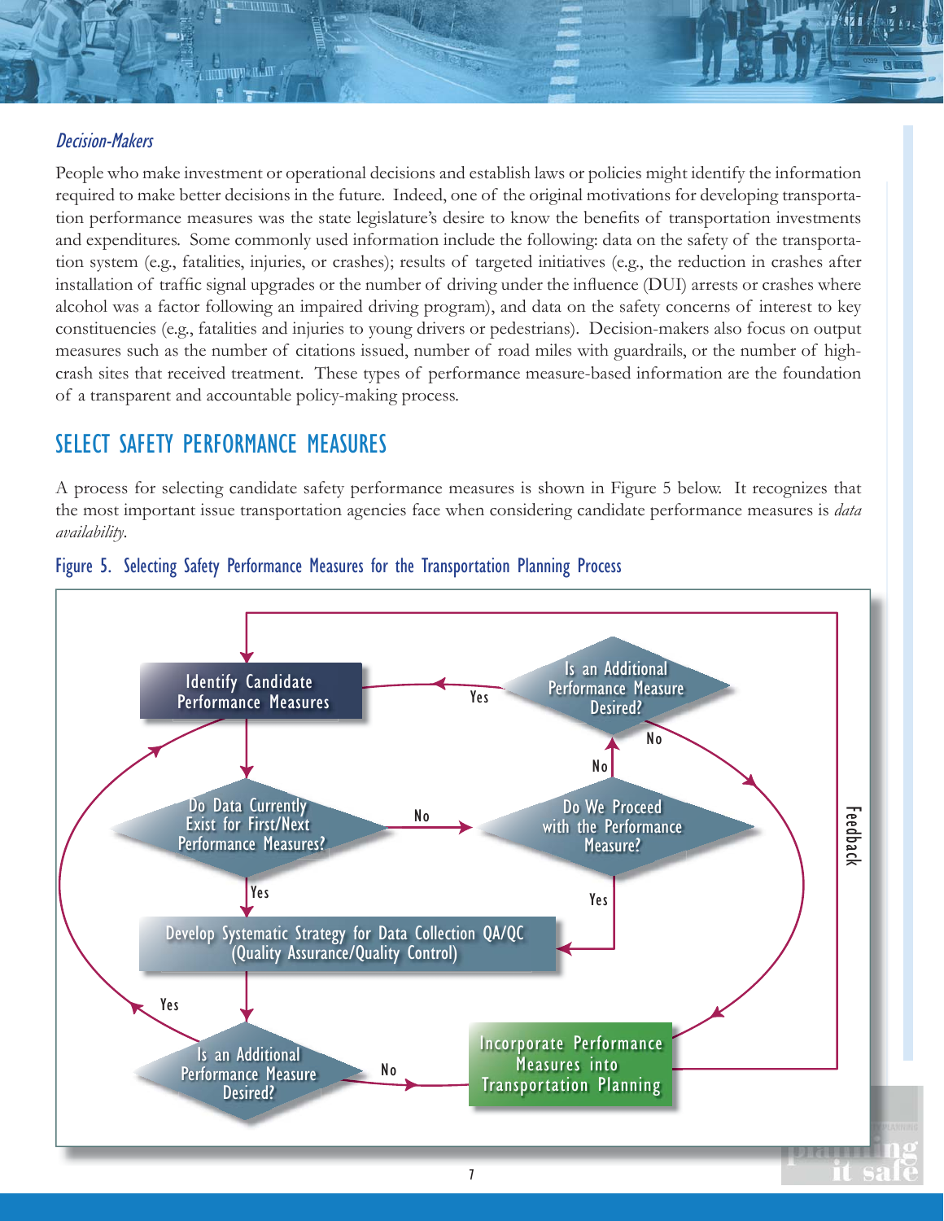### *Decision-Makers*

People who make investment or operational decisions and establish laws or policies might identify the information required to make better decisions in the future. Indeed, one of the original motivations for developing transportation performance measures was the state legislature's desire to know the benefits of transportation investments and expenditures. Some commonly used information include the following: data on the safety of the transportation system (e.g., fatalities, injuries, or crashes); results of targeted initiatives (e.g., the reduction in crashes after installation of traffic signal upgrades or the number of driving under the influence (DUI) arrests or crashes where alcohol was a factor following an impaired driving program), and data on the safety concerns of interest to key constituencies (e.g., fatalities and injuries to young drivers or pedestrians). Decision-makers also focus on output measures such as the number of citations issued, number of road miles with guardrails, or the number of high-crash sites that received treatment. These types of performance measure-based information are the foundation of a transparent and accountable policy-making process.

## SELECT SAFETY PERFORMANCE MEASURES

A process for selecting candidate safety performance measures is shown in Figure 5 below. It recognizes that the most important issue transportation agencies face when considering candidate performance measures is *data availability*.

Figure 5. Selecting Safety Performance Measures for the Transportation Planning Process

Identify Candidate Performance Measures

Do Data Currently Exist for First/Next Performance Measures?

No

Do We Proceed with the Performance Measure?

No

Is an Additional Performance Measure Desired?

Yes

No

Yes

Develop Systematic Strategy for Data Collection QA/QC (Quality Assurance/Quality Control)

Yes

Yes

Is an Additional Performance Measure Desired?

No

Incorporate Performance Measures into Transportation Planning

Feedback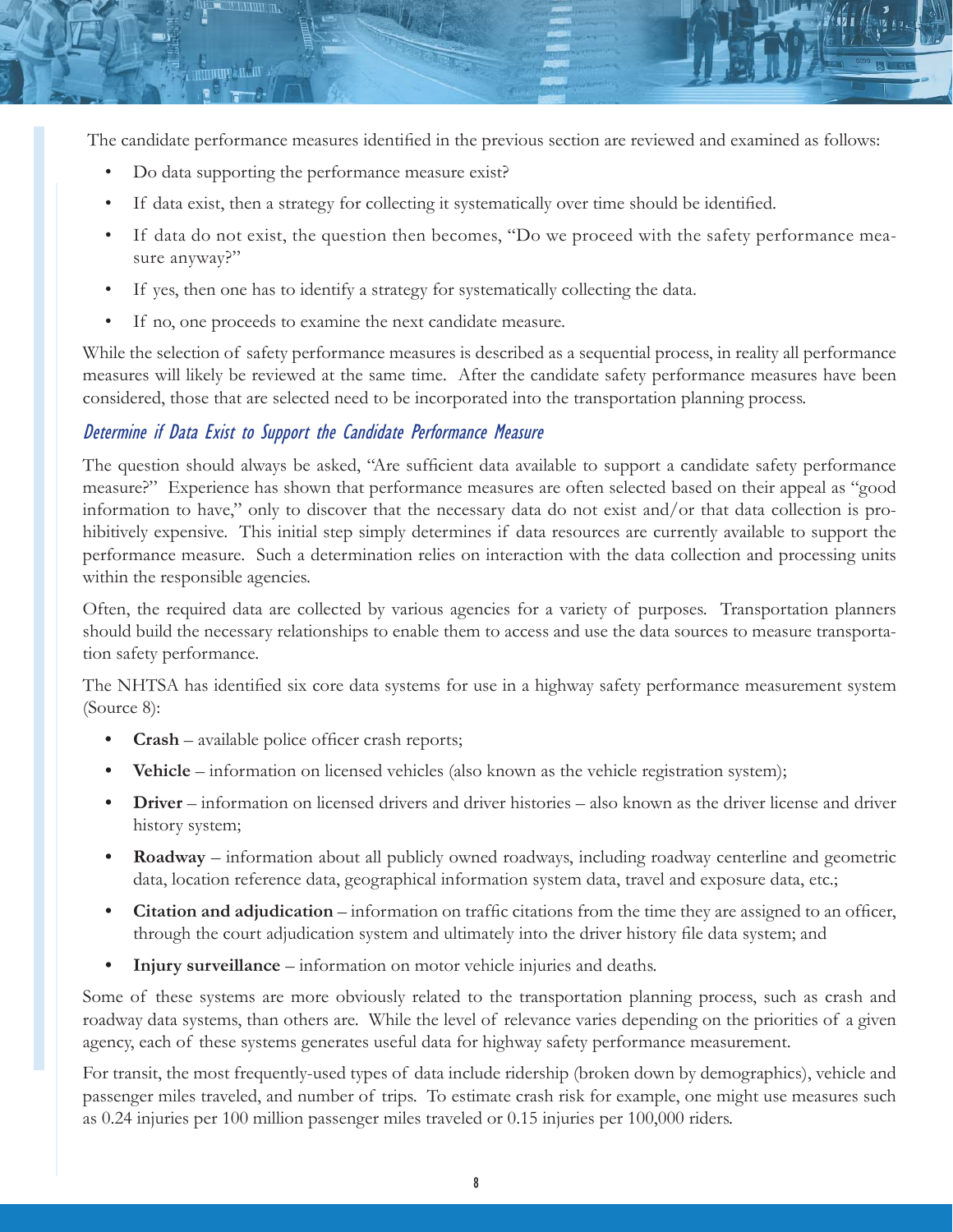The candidate performance measures identified in the previous section are reviewed and examined as follows:

- Do data supporting the performance measure exist?
- If data exist, then a strategy for collecting it systematically over time should be identified.
- If data do not exist, the question then becomes, "Do we proceed with the safety performance measure anyway?"
- If yes, then one has to identify a strategy for systematically collecting the data.
- If no, one proceeds to examine the next candidate measure.

While the selection of safety performance measures is described as a sequential process, in reality all performance measures will likely be reviewed at the same time. After the candidate safety performance measures have been considered, those that are selected need to be incorporated into the transportation planning process.

### *Determine if Data Exist to Support the Candidate Performance Measure*

The question should always be asked, "Are sufficient data available to support a candidate safety performance measure?" Experience has shown that performance measures are often selected based on their appeal as "good information to have," only to discover that the necessary data do not exist and/or that data collection is prohibitively expensive. This initial step simply determines if data resources are currently available to support the performance measure. Such a determination relies on interaction with the data collection and processing units within the responsible agencies.

Often, the required data are collected by various agencies for a variety of purposes. Transportation planners should build the necessary relationships to enable them to access and use the data sources to measure transportation safety performance.

The NHTSA has identified six core data systems for use in a highway safety performance measurement system (Source 8):

- **Crash** – available police officer crash reports;
- **Vehicle** – information on licensed vehicles (also known as the vehicle registration system);
- **Driver** – information on licensed drivers and driver histories – also known as the driver license and driver history system;
- **Roadway** – information about all publicly owned roadways, including roadway centerline and geometric data, location reference data, geographical information system data, travel and exposure data, etc.;
- **Citation and adjudication** – information on traffic citations from the time they are assigned to an officer, through the court adjudication system and ultimately into the driver history file data system; and
- **Injury surveillance** – information on motor vehicle injuries and deaths.

Some of these systems are more obviously related to the transportation planning process, such as crash and roadway data systems, than others are. While the level of relevance varies depending on the priorities of a given agency, each of these systems generates useful data for highway safety performance measurement.

For transit, the most frequently-used types of data include ridership (broken down by demographics), vehicle and passenger miles traveled, and number of trips. To estimate crash risk for example, one might use measures such as 0.24 injuries per 100 million passenger miles traveled or 0.15 injuries per 100,000 riders.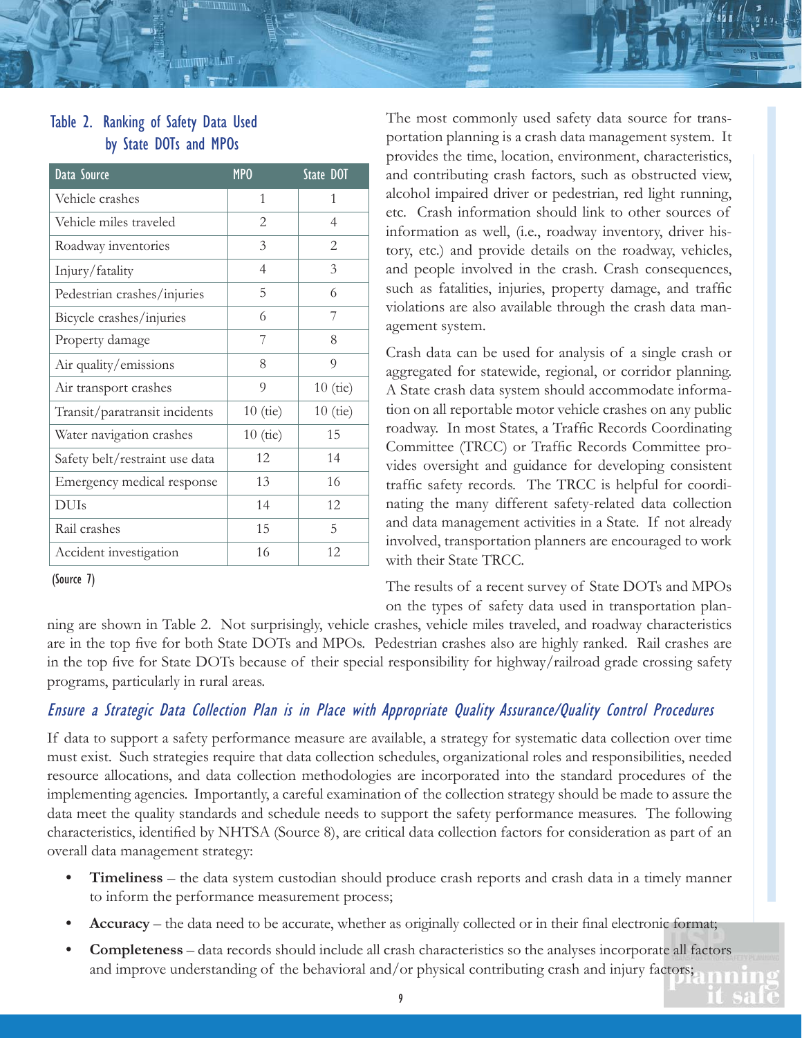### Table 2. Ranking of Safety Data Used by State DOTs and MPOs

| Data Source | MPO | State DOT |
|---|---|---|
| Vehicle crashes | 1 | 1 |
| Vehicle miles traveled | 2 | 4 |
| Roadway inventories | 3 | 2 |
| Injury/fatality | 4 | 3 |
| Pedestrian crashes/injuries | 5 | 6 |
| Bicycle crashes/injuries | 6 | 7 |
| Property damage | 7 | 8 |
| Air quality/emissions | 8 | 9 |
| Air transport crashes | 9 | 10 (tie) |
| Transit/paratransit incidents | 10 (tie) | 10 (tie) |
| Water navigation crashes | 10 (tie) | 15 |
| Safety belt/restraint use data | 12 | 14 |
| Emergency medical response | 13 | 16 |
| DUIs | 14 | 12 |
| Rail crashes | 15 | 5 |
| Accident investigation | 16 | 12 |

(Source 7)

The most commonly used safety data source for transportation planning is a crash data management system. It provides the time, location, environment, characteristics, and contributing crash factors, such as obstructed view, alcohol impaired driver or pedestrian, red light running, etc. Crash information should link to other sources of information as well, (i.e., roadway inventory, driver history, etc.) and provide details on the roadway, vehicles, and people involved in the crash. Crash consequences, such as fatalities, injuries, property damage, and traffic violations are also available through the crash data management system.

Crash data can be used for analysis of a single crash or aggregated for statewide, regional, or corridor planning. A State crash data system should accommodate information on all reportable motor vehicle crashes on any public roadway. In most States, a Traffic Records Coordinating Committee (TRCC) or Traffic Records Committee provides oversight and guidance for developing consistent traffic safety records. The TRCC is helpful for coordinating the many different safety-related data collection and data management activities in a State. If not already involved, transportation planners are encouraged to work with their State TRCC.

The results of a recent survey of State DOTs and MPOs on the types of safety data used in transportation planning are shown in Table 2. Not surprisingly, vehicle crashes, vehicle miles traveled, and roadway characteristics are in the top five for both State DOTs and MPOs. Pedestrian crashes also are highly ranked. Rail crashes are in the top five for State DOTs because of their special responsibility for highway/railroad grade crossing safety programs, particularly in rural areas.

### *Ensure a Strategic Data Collection Plan is in Place with Appropriate Quality Assurance/Quality Control Procedures*

If data to support a safety performance measure are available, a strategy for systematic data collection over time must exist. Such strategies require that data collection schedules, organizational roles and responsibilities, needed resource allocations, and data collection methodologies are incorporated into the standard procedures of the implementing agencies. Importantly, a careful examination of the collection strategy should be made to assure the data meet the quality standards and schedule needs to support the safety performance measures. The following characteristics, identified by NHTSA (Source 8), are critical data collection factors for consideration as part of an overall data management strategy:

- **Timeliness** – the data system custodian should produce crash reports and crash data in a timely manner to inform the performance measurement process;
- **Accuracy** – the data need to be accurate, whether as originally collected or in their final electronic format;
- **Completeness** – data records should include all crash characteristics so the analyses incorporate all factors and improve understanding of the behavioral and/or physical contributing crash and injury factors;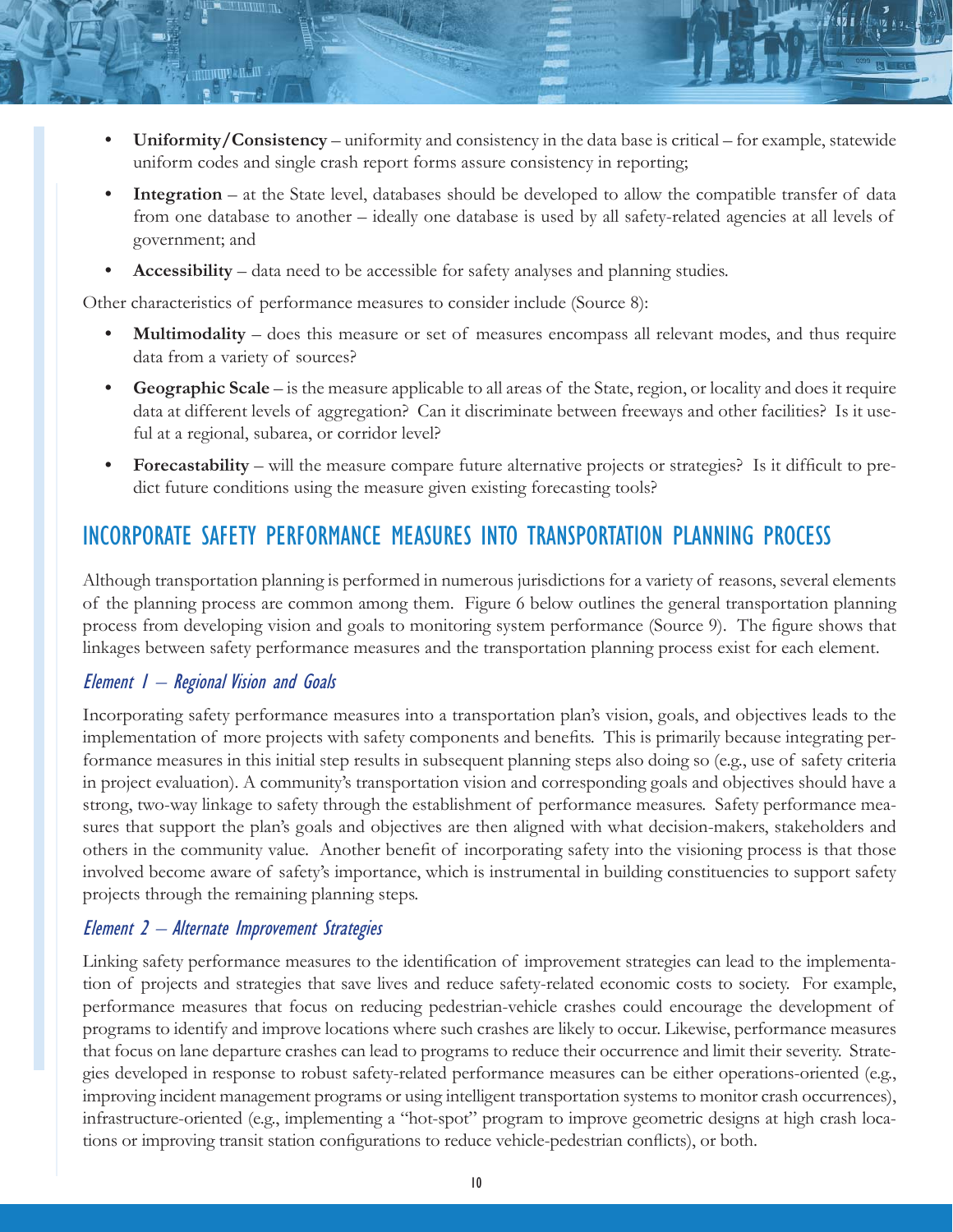- **Uniformity/Consistency** – uniformity and consistency in the data base is critical – for example, statewide uniform codes and single crash report forms assure consistency in reporting;
- **Integration** – at the State level, databases should be developed to allow the compatible transfer of data from one database to another – ideally one database is used by all safety-related agencies at all levels of government; and
- **Accessibility** – data need to be accessible for safety analyses and planning studies.

Other characteristics of performance measures to consider include (Source 8):

- **Multimodality** – does this measure or set of measures encompass all relevant modes, and thus require data from a variety of sources?
- **Geographic Scale** – is the measure applicable to all areas of the State, region, or locality and does it require data at different levels of aggregation? Can it discriminate between freeways and other facilities? Is it useful at a regional, subarea, or corridor level?
- **Forecastability** – will the measure compare future alternative projects or strategies? Is it difficult to predict future conditions using the measure given existing forecasting tools?

## INCORPORATE SAFETY PERFORMANCE MEASURES INTO TRANSPORTATION PLANNING PROCESS

Although transportation planning is performed in numerous jurisdictions for a variety of reasons, several elements of the planning process are common among them. Figure 6 below outlines the general transportation planning process from developing vision and goals to monitoring system performance (Source 9). The figure shows that linkages between safety performance measures and the transportation planning process exist for each element.

### *Element 1 – Regional Vision and Goals*

Incorporating safety performance measures into a transportation plan's vision, goals, and objectives leads to the implementation of more projects with safety components and benefits. This is primarily because integrating performance measures in this initial step results in subsequent planning steps also doing so (e.g., use of safety criteria in project evaluation). A community's transportation vision and corresponding goals and objectives should have a strong, two-way linkage to safety through the establishment of performance measures. Safety performance measures that support the plan's goals and objectives are then aligned with what decision-makers, stakeholders and others in the community value. Another benefit of incorporating safety into the visioning process is that those involved become aware of safety's importance, which is instrumental in building constituencies to support safety projects through the remaining planning steps.

### *Element 2 – Alternate Improvement Strategies*

Linking safety performance measures to the identification of improvement strategies can lead to the implementation of projects and strategies that save lives and reduce safety-related economic costs to society. For example, performance measures that focus on reducing pedestrian-vehicle crashes could encourage the development of programs to identify and improve locations where such crashes are likely to occur. Likewise, performance measures that focus on lane departure crashes can lead to programs to reduce their occurrence and limit their severity. Strategies developed in response to robust safety-related performance measures can be either operations-oriented (e.g., improving incident management programs or using intelligent transportation systems to monitor crash occurrences), infrastructure-oriented (e.g., implementing a "hot-spot" program to improve geometric designs at high crash locations or improving transit station configurations to reduce vehicle-pedestrian conflicts), or both.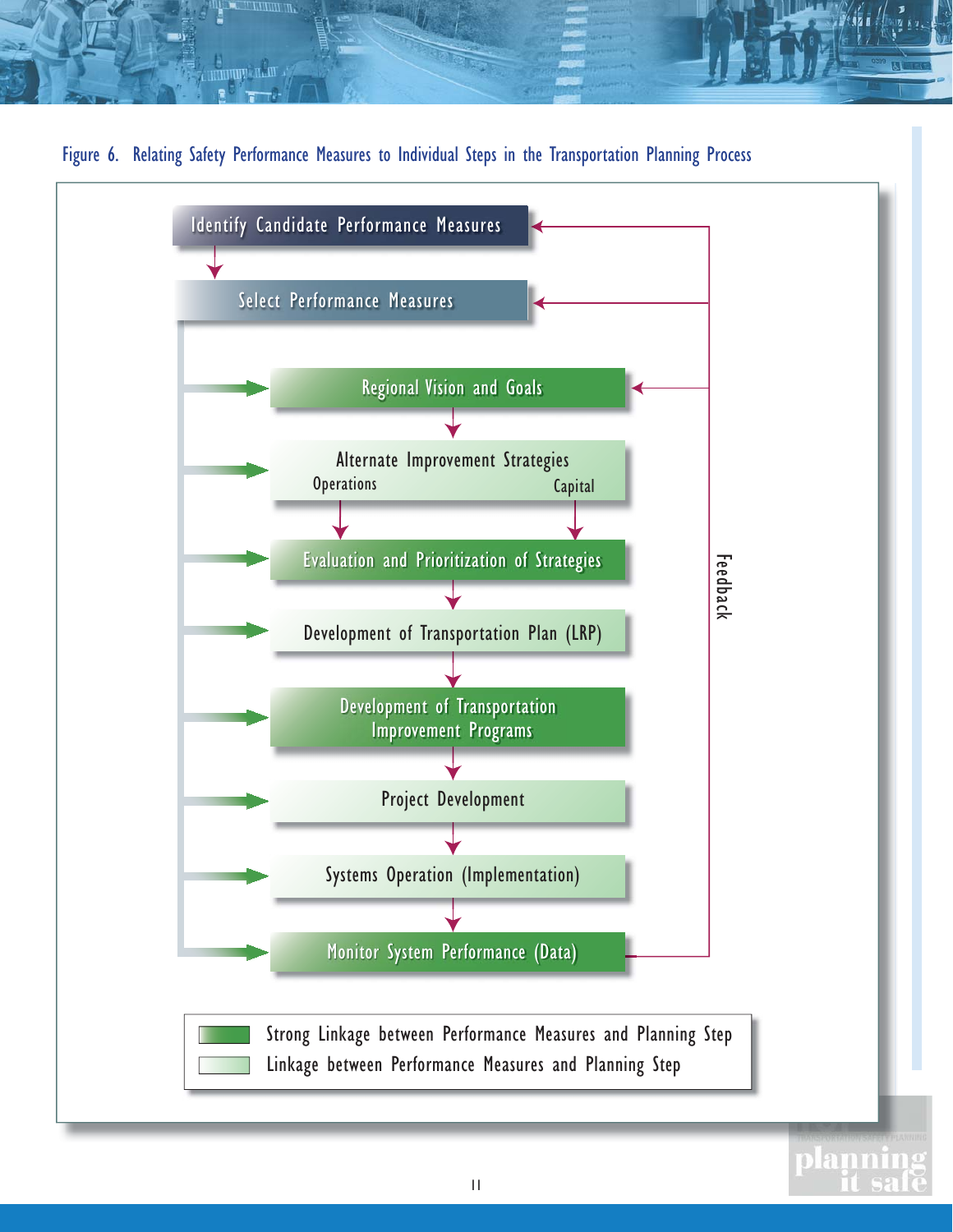Figure 6. Relating Safety Performance Measures to Individual Steps in the Transportation Planning Process

Identify Candidate Performance Measures

Select Performance Measures

Regional Vision and Goals

Alternate Improvement Strategies

Operations

Capital

Evaluation and Prioritization of Strategies

Development of Transportation Plan (LRP)

Development of Transportation Improvement Programs

Project Development

Systems Operation (Implementation)

Monitor System Performance (Data)

Feedback

Strong Linkage between Performance Measures and Planning Step

Linkage between Performance Measures and Planning Step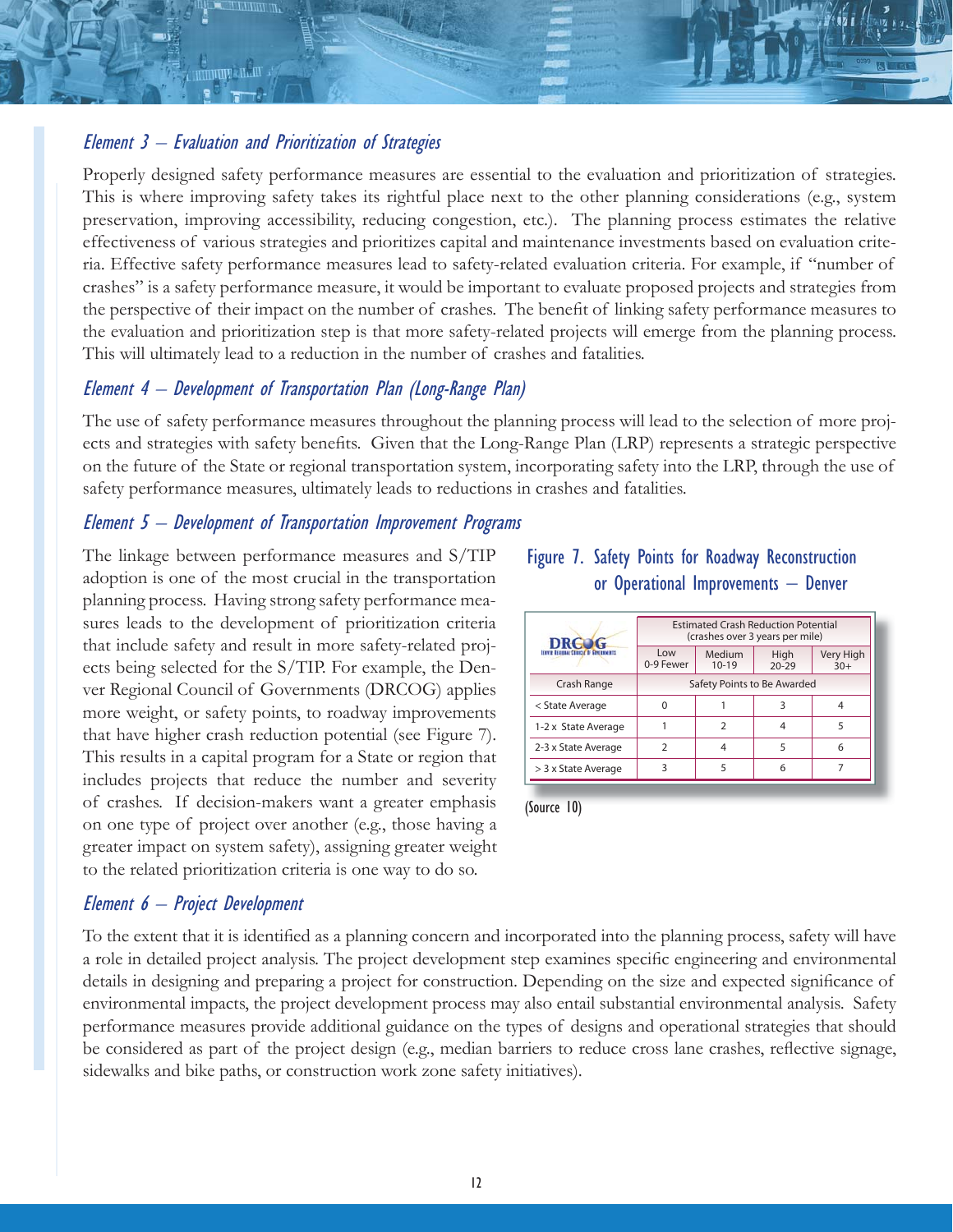### *Element 3 – Evaluation and Prioritization of Strategies*

Properly designed safety performance measures are essential to the evaluation and prioritization of strategies. This is where improving safety takes its rightful place next to the other planning considerations (e.g., system preservation, improving accessibility, reducing congestion, etc.). The planning process estimates the relative effectiveness of various strategies and prioritizes capital and maintenance investments based on evaluation criteria. Effective safety performance measures lead to safety-related evaluation criteria. For example, if "number of crashes" is a safety performance measure, it would be important to evaluate proposed projects and strategies from the perspective of their impact on the number of crashes. The benefit of linking safety performance measures to the evaluation and prioritization step is that more safety-related projects will emerge from the planning process. This will ultimately lead to a reduction in the number of crashes and fatalities.

### *Element 4 – Development of Transportation Plan (Long-Range Plan)*

The use of safety performance measures throughout the planning process will lead to the selection of more projects and strategies with safety benefits. Given that the Long-Range Plan (LRP) represents a strategic perspective on the future of the State or regional transportation system, incorporating safety into the LRP, through the use of safety performance measures, ultimately leads to reductions in crashes and fatalities.

### *Element 5 – Development of Transportation Improvement Programs*

The linkage between performance measures and S/TIP adoption is one of the most crucial in the transportation planning process. Having strong safety performance measures leads to the development of prioritization criteria that include safety and result in more safety-related projects being selected for the S/TIP. For example, the Denver Regional Council of Governments (DRCOG) applies more weight, or safety points, to roadway improvements that have higher crash reduction potential (see Figure 7). This results in a capital program for a State or region that includes projects that reduce the number and severity of crashes. If decision-makers want a greater emphasis on one type of project over another (e.g., those having a greater impact on system safety), assigning greater weight to the related prioritization criteria is one way to do so.

**Figure 7. Safety Points for Roadway Reconstruction or Operational Improvements – Denver**

| DRCOG Denver Regional Council of Governments | Estimated Crash Reduction Potential (crashes over 3 years per mile) | | | |
|---|---|---|---|---|
| | Low 0-9 Fewer | Medium 10-19 | High 20-29 | Very High 30+ |
| Crash Range | Safety Points to Be Awarded | | | |
| < State Average | 0 | 1 | 3 | 4 |
| 1-2 x State Average | 1 | 2 | 4 | 5 |
| 2-3 x State Average | 2 | 4 | 5 | 6 |
| > 3 x State Average | 3 | 5 | 6 | 7 |

(Source 10)

### *Element 6 – Project Development*

To the extent that it is identified as a planning concern and incorporated into the planning process, safety will have a role in detailed project analysis. The project development step examines specific engineering and environmental details in designing and preparing a project for construction. Depending on the size and expected significance of environmental impacts, the project development process may also entail substantial environmental analysis. Safety performance measures provide additional guidance on the types of designs and operational strategies that should be considered as part of the project design (e.g., median barriers to reduce cross lane crashes, reflective signage, sidewalks and bike paths, or construction work zone safety initiatives).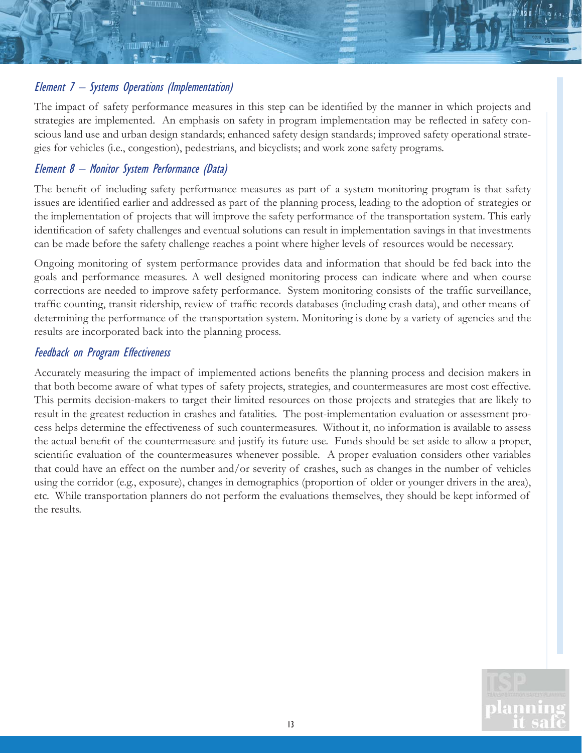### *Element 7 – Systems Operations (Implementation)*

The impact of safety performance measures in this step can be identified by the manner in which projects and strategies are implemented. An emphasis on safety in program implementation may be reflected in safety conscious land use and urban design standards; enhanced safety design standards; improved safety operational strategies for vehicles (i.e., congestion), pedestrians, and bicyclists; and work zone safety programs.

### *Element 8 – Monitor System Performance (Data)*

The benefit of including safety performance measures as part of a system monitoring program is that safety issues are identified earlier and addressed as part of the planning process, leading to the adoption of strategies or the implementation of projects that will improve the safety performance of the transportation system. This early identification of safety challenges and eventual solutions can result in implementation savings in that investments can be made before the safety challenge reaches a point where higher levels of resources would be necessary.

Ongoing monitoring of system performance provides data and information that should be fed back into the goals and performance measures. A well designed monitoring process can indicate where and when course corrections are needed to improve safety performance. System monitoring consists of the traffic surveillance, traffic counting, transit ridership, review of traffic records databases (including crash data), and other means of determining the performance of the transportation system. Monitoring is done by a variety of agencies and the results are incorporated back into the planning process.

### *Feedback on Program Effectiveness*

Accurately measuring the impact of implemented actions benefits the planning process and decision makers in that both become aware of what types of safety projects, strategies, and countermeasures are most cost effective. This permits decision-makers to target their limited resources on those projects and strategies that are likely to result in the greatest reduction in crashes and fatalities. The post-implementation evaluation or assessment process helps determine the effectiveness of such countermeasures. Without it, no information is available to assess the actual benefit of the countermeasure and justify its future use. Funds should be set aside to allow a proper, scientific evaluation of the countermeasures whenever possible. A proper evaluation considers other variables that could have an effect on the number and/or severity of crashes, such as changes in the number of vehicles using the corridor (e.g., exposure), changes in demographics (proportion of older or younger drivers in the area), etc. While transportation planners do not perform the evaluations themselves, they should be kept informed of the results.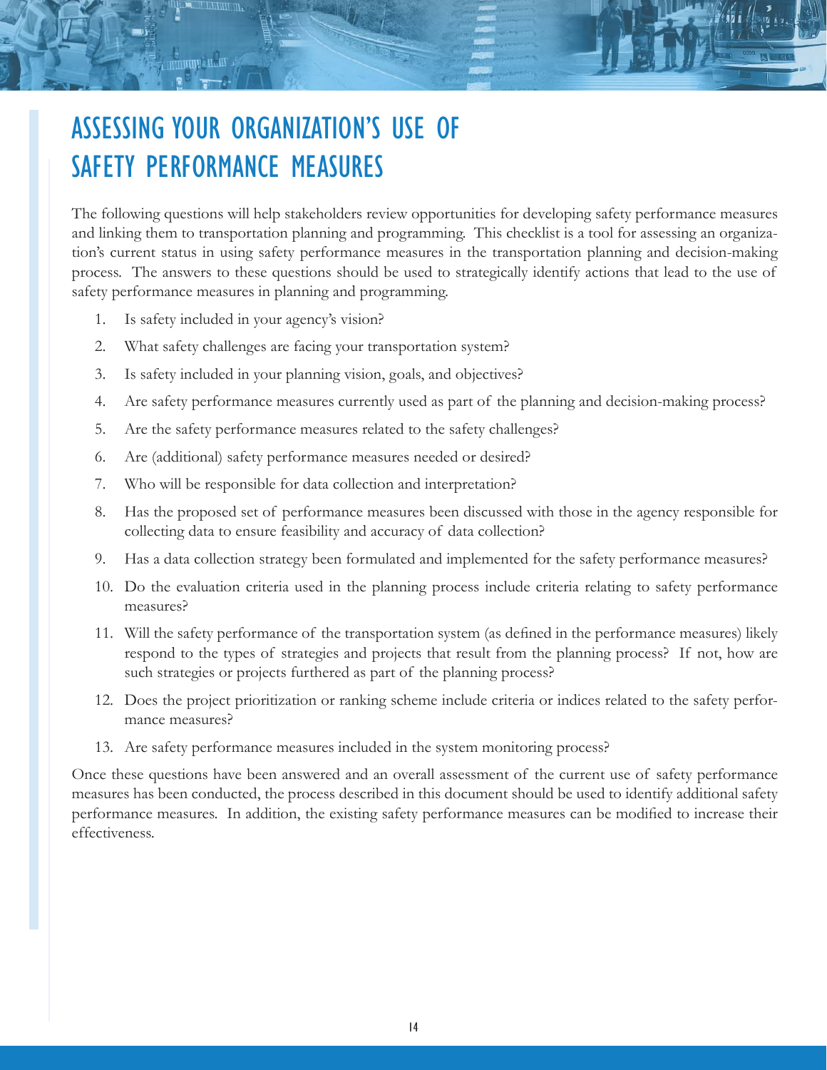# ASSESSING YOUR ORGANIZATION'S USE OF SAFETY PERFORMANCE MEASURES

The following questions will help stakeholders review opportunities for developing safety performance measures and linking them to transportation planning and programming. This checklist is a tool for assessing an organization's current status in using safety performance measures in the transportation planning and decision-making process. The answers to these questions should be used to strategically identify actions that lead to the use of safety performance measures in planning and programming.

1. Is safety included in your agency's vision?
2. What safety challenges are facing your transportation system?
3. Is safety included in your planning vision, goals, and objectives?
4. Are safety performance measures currently used as part of the planning and decision-making process?
5. Are the safety performance measures related to the safety challenges?
6. Are (additional) safety performance measures needed or desired?
7. Who will be responsible for data collection and interpretation?
8. Has the proposed set of performance measures been discussed with those in the agency responsible for collecting data to ensure feasibility and accuracy of data collection?
9. Has a data collection strategy been formulated and implemented for the safety performance measures?
10. Do the evaluation criteria used in the planning process include criteria relating to safety performance measures?
11. Will the safety performance of the transportation system (as defined in the performance measures) likely respond to the types of strategies and projects that result from the planning process? If not, how are such strategies or projects furthered as part of the planning process?
12. Does the project prioritization or ranking scheme include criteria or indices related to the safety performance measures?
13. Are safety performance measures included in the system monitoring process?

Once these questions have been answered and an overall assessment of the current use of safety performance measures has been conducted, the process described in this document should be used to identify additional safety performance measures. In addition, the existing safety performance measures can be modified to increase their effectiveness.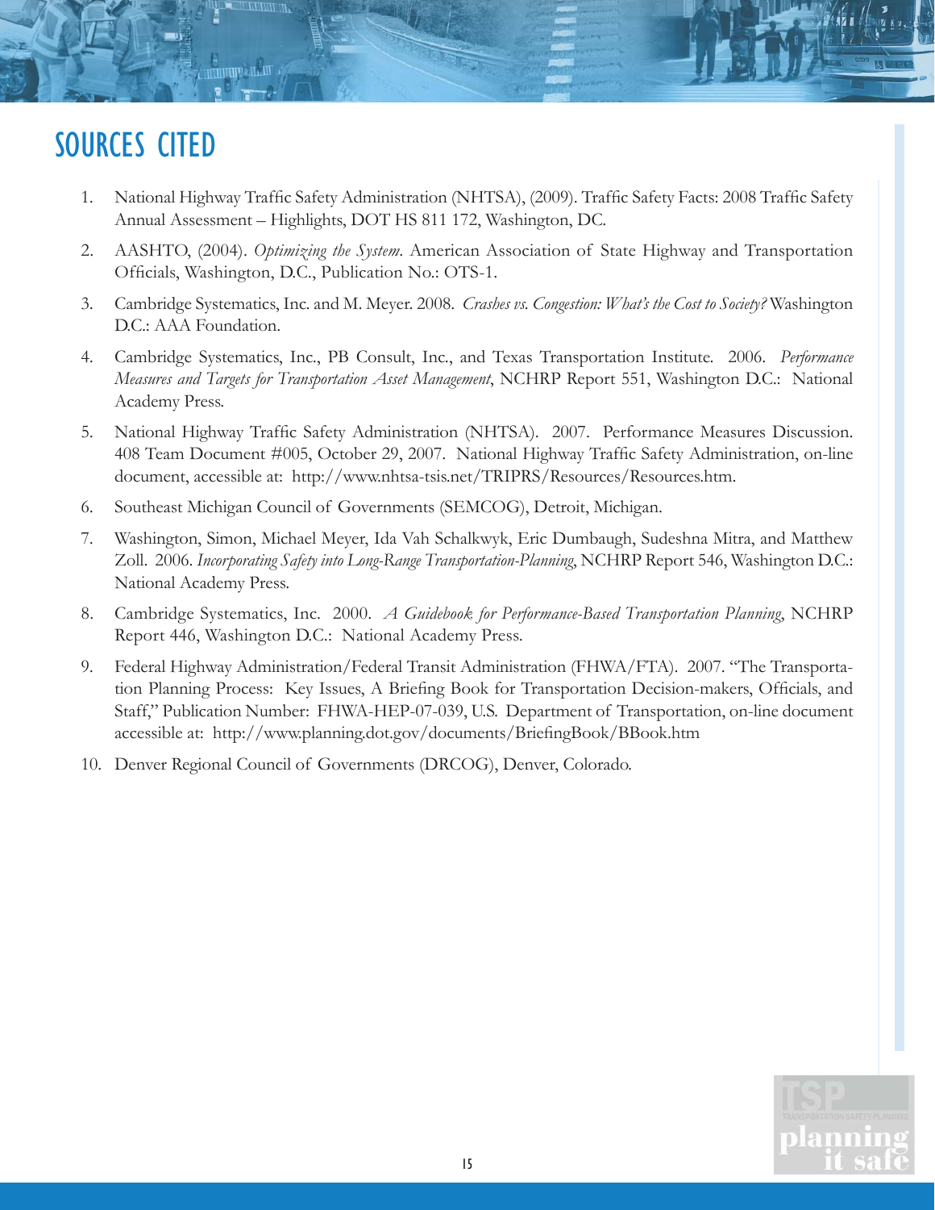# SOURCES CITED

1. National Highway Traffic Safety Administration (NHTSA), (2009). Traffic Safety Facts: 2008 Traffic Safety Annual Assessment – Highlights, DOT HS 811 172, Washington, DC.
2. AASHTO, (2004). *Optimizing the System*. American Association of State Highway and Transportation Officials, Washington, D.C., Publication No.: OTS-1.
3. Cambridge Systematics, Inc. and M. Meyer. 2008. *Crashes vs. Congestion: What's the Cost to Society?* Washington D.C.: AAA Foundation.
4. Cambridge Systematics, Inc., PB Consult, Inc., and Texas Transportation Institute. 2006. *Performance Measures and Targets for Transportation Asset Management*, NCHRP Report 551, Washington D.C.: National Academy Press.
5. National Highway Traffic Safety Administration (NHTSA). 2007. Performance Measures Discussion. 408 Team Document #005, October 29, 2007. National Highway Traffic Safety Administration, on-line document, accessible at: http://www.nhtsa-tsis.net/TRIPRS/Resources/Resources.htm.
6. Southeast Michigan Council of Governments (SEMCOG), Detroit, Michigan.
7. Washington, Simon, Michael Meyer, Ida Vah Schalkwyk, Eric Dumbaugh, Sudeshna Mitra, and Matthew Zoll. 2006. *Incorporating Safety into Long-Range Transportation-Planning*, NCHRP Report 546, Washington D.C.: National Academy Press.
8. Cambridge Systematics, Inc. 2000. *A Guidebook for Performance-Based Transportation Planning*, NCHRP Report 446, Washington D.C.: National Academy Press.
9. Federal Highway Administration/Federal Transit Administration (FHWA/FTA). 2007. "The Transportation Planning Process: Key Issues, A Briefing Book for Transportation Decision-makers, Officials, and Staff," Publication Number: FHWA-HEP-07-039, U.S. Department of Transportation, on-line document accessible at: http://www.planning.dot.gov/documents/BriefingBook/BBook.htm
10. Denver Regional Council of Governments (DRCOG), Denver, Colorado.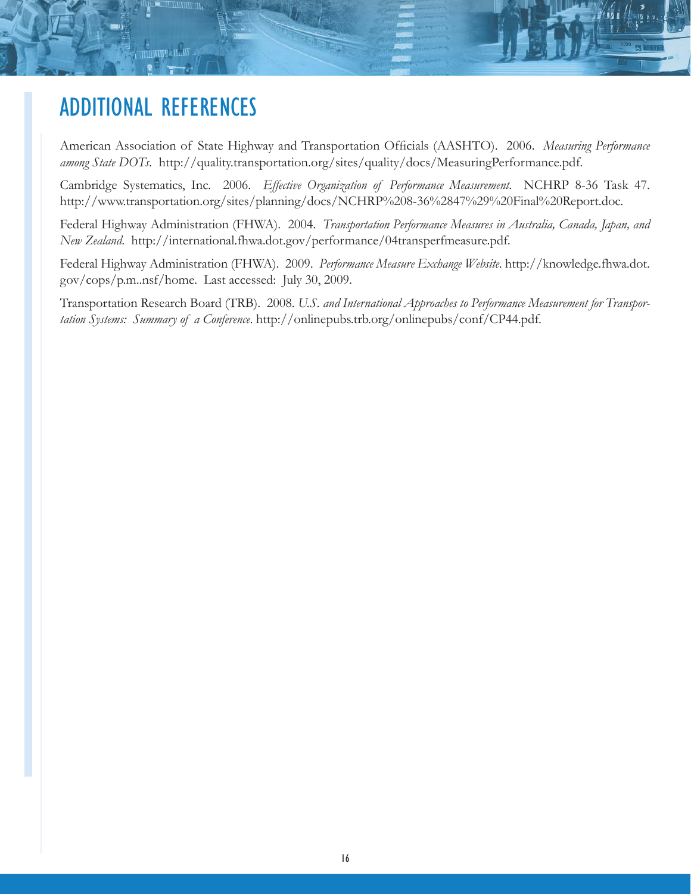# ADDITIONAL REFERENCES

American Association of State Highway and Transportation Officials (AASHTO). 2006. *Measuring Performance among State DOTs*. http://quality.transportation.org/sites/quality/docs/MeasuringPerformance.pdf.

Cambridge Systematics, Inc. 2006. *Effective Organization of Performance Measurement*. NCHRP 8-36 Task 47. http://www.transportation.org/sites/planning/docs/NCHRP%208-36%2847%29%20Final%20Report.doc.

Federal Highway Administration (FHWA). 2004. *Transportation Performance Measures in Australia, Canada, Japan, and New Zealand*. http://international.fhwa.dot.gov/performance/04transperfmeasure.pdf.

Federal Highway Administration (FHWA). 2009. *Performance Measure Exchange Website*. http://knowledge.fhwa.dot.gov/cops/p.m..nsf/home. Last accessed: July 30, 2009.

Transportation Research Board (TRB). 2008. *U.S. and International Approaches to Performance Measurement for Transportation Systems: Summary of a Conference*. http://onlinepubs.trb.org/onlinepubs/conf/CP44.pdf.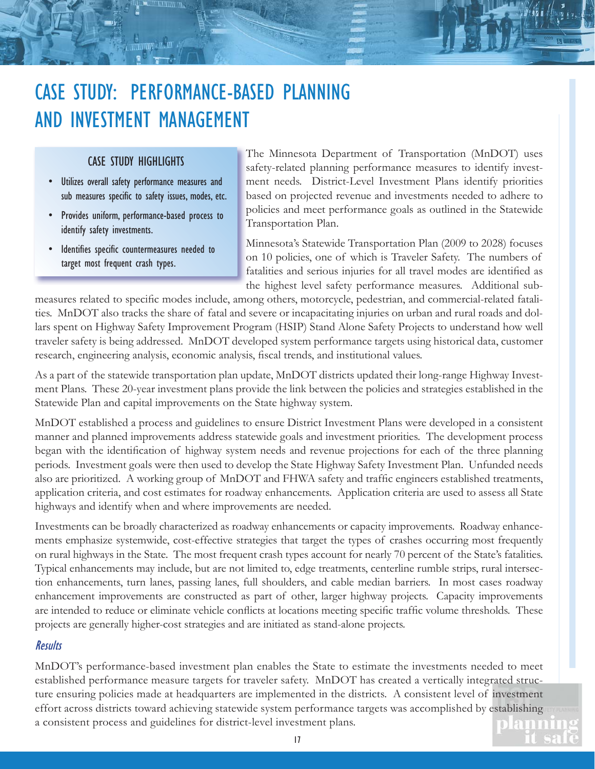# CASE STUDY: PERFORMANCE-BASED PLANNING AND INVESTMENT MANAGEMENT

### CASE STUDY HIGHLIGHTS

- Utilizes overall safety performance measures and sub measures specific to safety issues, modes, etc.
- Provides uniform, performance-based process to identify safety investments.
- Identifies specific countermeasures needed to target most frequent crash types.

The Minnesota Department of Transportation (MnDOT) uses safety-related planning performance measures to identify investment needs. District-Level Investment Plans identify priorities based on projected revenue and investments needed to adhere to policies and meet performance goals as outlined in the Statewide Transportation Plan.

Minnesota's Statewide Transportation Plan (2009 to 2028) focuses on 10 policies, one of which is Traveler Safety. The numbers of fatalities and serious injuries for all travel modes are identified as the highest level safety performance measures. Additional sub-measures related to specific modes include, among others, motorcycle, pedestrian, and commercial-related fatalities. MnDOT also tracks the share of fatal and severe or incapacitating injuries on urban and rural roads and dollars spent on Highway Safety Improvement Program (HSIP) Stand Alone Safety Projects to understand how well traveler safety is being addressed. MnDOT developed system performance targets using historical data, customer research, engineering analysis, economic analysis, fiscal trends, and institutional values.

As a part of the statewide transportation plan update, MnDOT districts updated their long-range Highway Investment Plans. These 20-year investment plans provide the link between the policies and strategies established in the Statewide Plan and capital improvements on the State highway system.

MnDOT established a process and guidelines to ensure District Investment Plans were developed in a consistent manner and planned improvements address statewide goals and investment priorities. The development process began with the identification of highway system needs and revenue projections for each of the three planning periods. Investment goals were then used to develop the State Highway Safety Investment Plan. Unfunded needs also are prioritized. A working group of MnDOT and FHWA safety and traffic engineers established treatments, application criteria, and cost estimates for roadway enhancements. Application criteria are used to assess all State highways and identify when and where improvements are needed.

Investments can be broadly characterized as roadway enhancements or capacity improvements. Roadway enhancements emphasize systemwide, cost-effective strategies that target the types of crashes occurring most frequently on rural highways in the State. The most frequent crash types account for nearly 70 percent of the State's fatalities. Typical enhancements may include, but are not limited to, edge treatments, centerline rumble strips, rural intersection enhancements, turn lanes, passing lanes, full shoulders, and cable median barriers. In most cases roadway enhancement improvements are constructed as part of other, larger highway projects. Capacity improvements are intended to reduce or eliminate vehicle conflicts at locations meeting specific traffic volume thresholds. These projects are generally higher-cost strategies and are initiated as stand-alone projects.

### *Results*

MnDOT's performance-based investment plan enables the State to estimate the investments needed to meet established performance measure targets for traveler safety. MnDOT has created a vertically integrated structure ensuring policies made at headquarters are implemented in the districts. A consistent level of investment effort across districts toward achieving statewide system performance targets was accomplished by establishing a consistent process and guidelines for district-level investment plans.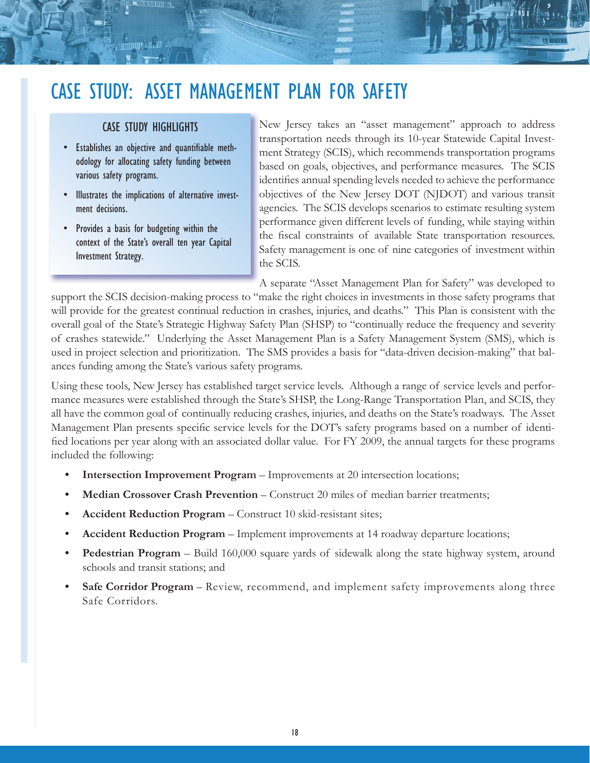# CASE STUDY: ASSET MANAGEMENT PLAN FOR SAFETY

### CASE STUDY HIGHLIGHTS

- Establishes an objective and quantifiable methodology for allocating safety funding between various safety programs.
- Illustrates the implications of alternative investment decisions.
- Provides a basis for budgeting within the context of the State's overall ten year Capital Investment Strategy.

New Jersey takes an "asset management" approach to address transportation needs through its 10-year Statewide Capital Investment Strategy (SCIS), which recommends transportation programs based on goals, objectives, and performance measures. The SCIS identifies annual spending levels needed to achieve the performance objectives of the New Jersey DOT (NJDOT) and various transit agencies. The SCIS develops scenarios to estimate resulting system performance given different levels of funding, while staying within the fiscal constraints of available State transportation resources. Safety management is one of nine categories of investment within the SCIS.

A separate "Asset Management Plan for Safety" was developed to support the SCIS decision-making process to "make the right choices in investments in those safety programs that will provide for the greatest continual reduction in crashes, injuries, and deaths." This Plan is consistent with the overall goal of the State's Strategic Highway Safety Plan (SHSP) to "continually reduce the frequency and severity of crashes statewide." Underlying the Asset Management Plan is a Safety Management System (SMS), which is used in project selection and prioritization. The SMS provides a basis for "data-driven decision-making" that balances funding among the State's various safety programs.

Using these tools, New Jersey has established target service levels. Although a range of service levels and performance measures were established through the State's SHSP, the Long-Range Transportation Plan, and SCIS, they all have the common goal of continually reducing crashes, injuries, and deaths on the State's roadways. The Asset Management Plan presents specific service levels for the DOT's safety programs based on a number of identified locations per year along with an associated dollar value. For FY 2009, the annual targets for these programs included the following:

- **Intersection Improvement Program** – Improvements at 20 intersection locations;
- **Median Crossover Crash Prevention** – Construct 20 miles of median barrier treatments;
- **Accident Reduction Program** – Construct 10 skid-resistant sites;
- **Accident Reduction Program** – Implement improvements at 14 roadway departure locations;
- **Pedestrian Program** – Build 160,000 square yards of sidewalk along the state highway system, around schools and transit stations; and
- **Safe Corridor Program** – Review, recommend, and implement safety improvements along three Safe Corridors.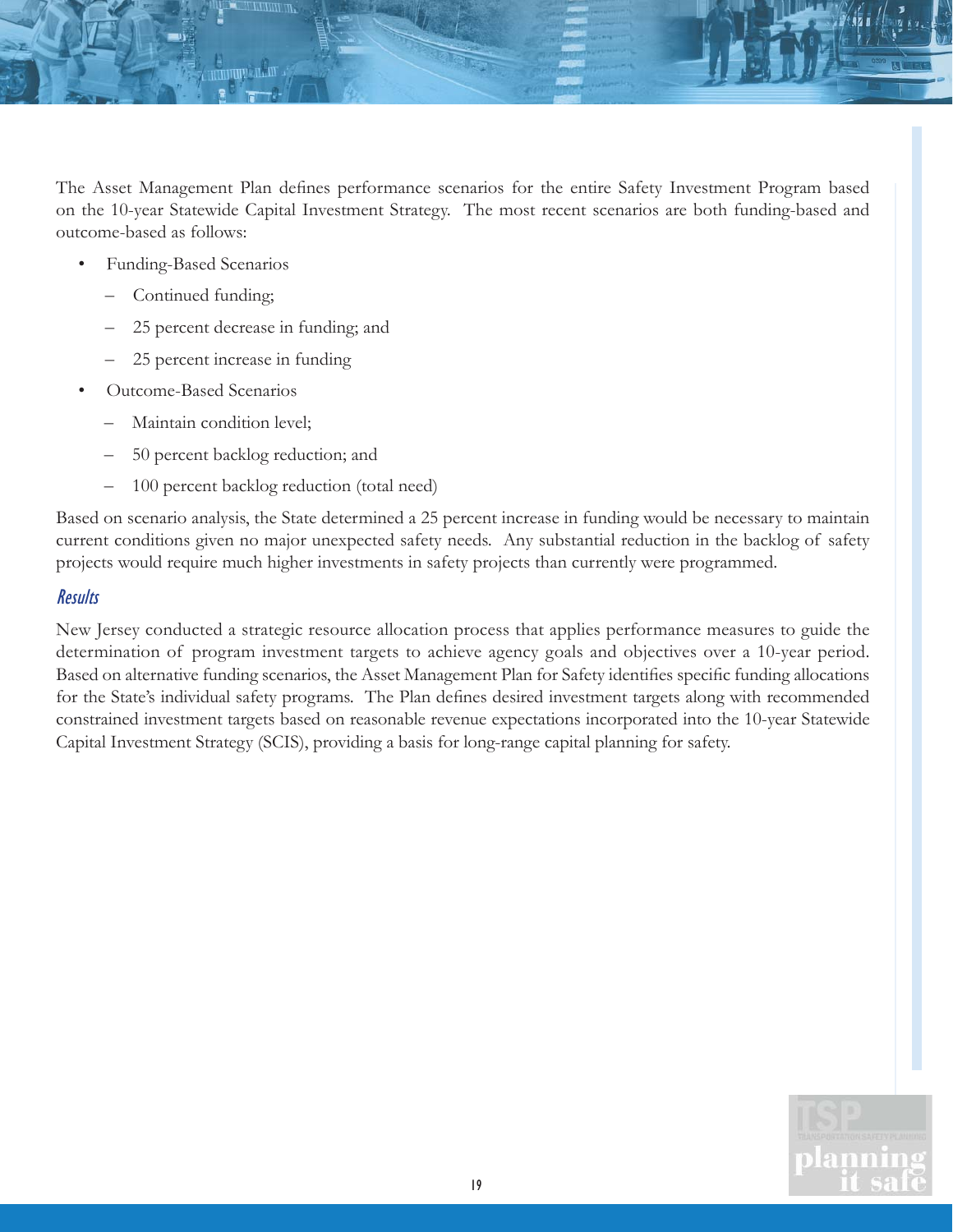The Asset Management Plan defines performance scenarios for the entire Safety Investment Program based on the 10-year Statewide Capital Investment Strategy. The most recent scenarios are both funding-based and outcome-based as follows:

- Funding-Based Scenarios
  - Continued funding;
  - 25 percent decrease in funding; and
  - 25 percent increase in funding
- Outcome-Based Scenarios
  - Maintain condition level;
  - 50 percent backlog reduction; and
  - 100 percent backlog reduction (total need)

Based on scenario analysis, the State determined a 25 percent increase in funding would be necessary to maintain current conditions given no major unexpected safety needs. Any substantial reduction in the backlog of safety projects would require much higher investments in safety projects than currently were programmed.

### *Results*

New Jersey conducted a strategic resource allocation process that applies performance measures to guide the determination of program investment targets to achieve agency goals and objectives over a 10-year period. Based on alternative funding scenarios, the Asset Management Plan for Safety identifies specific funding allocations for the State's individual safety programs. The Plan defines desired investment targets along with recommended constrained investment targets based on reasonable revenue expectations incorporated into the 10-year Statewide Capital Investment Strategy (SCIS), providing a basis for long-range capital planning for safety.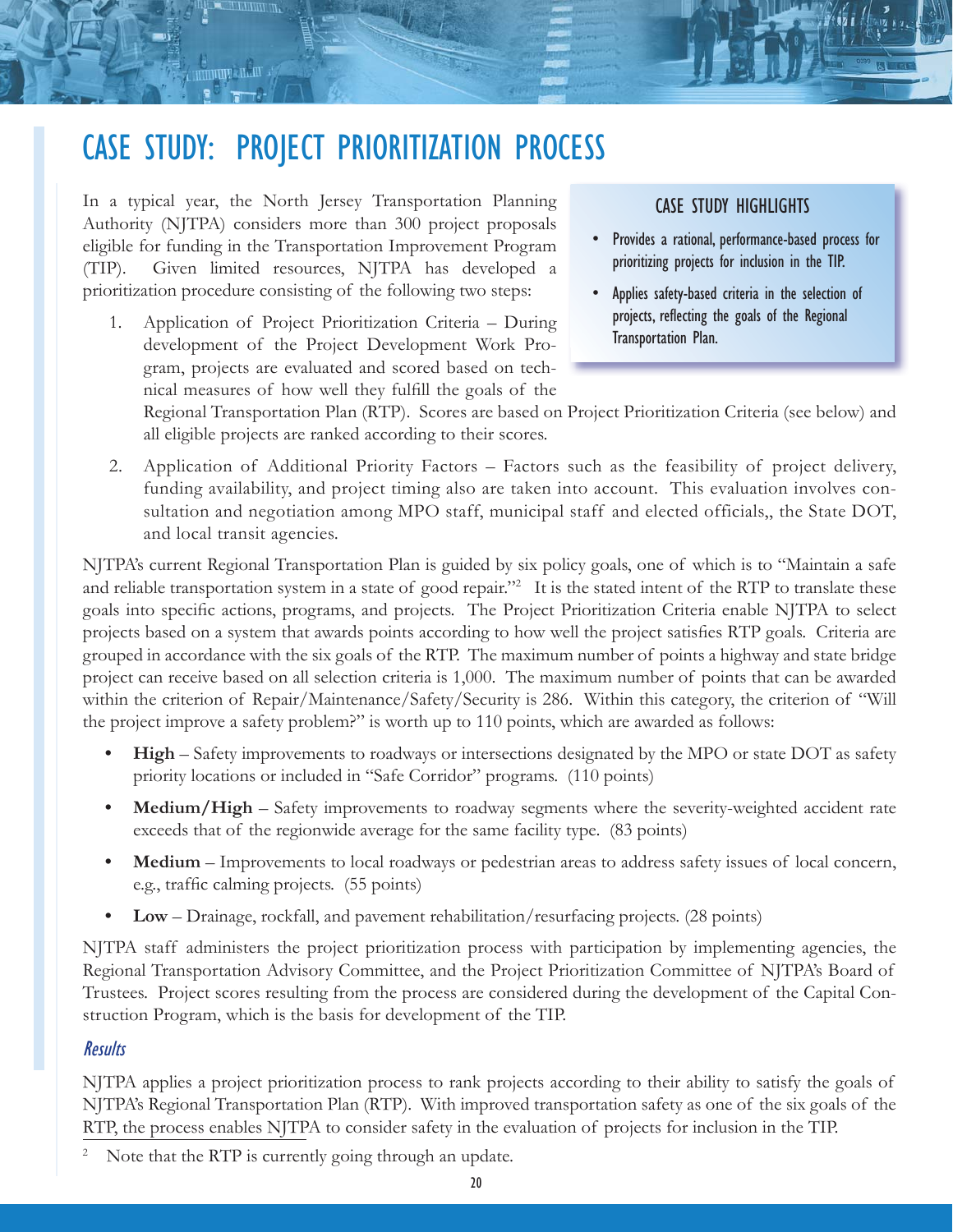# CASE STUDY: PROJECT PRIORITIZATION PROCESS

In a typical year, the North Jersey Transportation Planning Authority (NJTPA) considers more than 300 project proposals eligible for funding in the Transportation Improvement Program (TIP). Given limited resources, NJTPA has developed a prioritization procedure consisting of the following two steps:

> **CASE STUDY HIGHLIGHTS**
>
> - Provides a rational, performance-based process for prioritizing projects for inclusion in the TIP.
> - Applies safety-based criteria in the selection of projects, reflecting the goals of the Regional Transportation Plan.

1. Application of Project Prioritization Criteria – During development of the Project Development Work Program, projects are evaluated and scored based on technical measures of how well they fulfill the goals of the Regional Transportation Plan (RTP). Scores are based on Project Prioritization Criteria (see below) and all eligible projects are ranked according to their scores.
2. Application of Additional Priority Factors – Factors such as the feasibility of project delivery, funding availability, and project timing also are taken into account. This evaluation involves consultation and negotiation among MPO staff, municipal staff and elected officials,, the State DOT, and local transit agencies.

NJTPA's current Regional Transportation Plan is guided by six policy goals, one of which is to "Maintain a safe and reliable transportation system in a state of good repair."[2] It is the stated intent of the RTP to translate these goals into specific actions, programs, and projects. The Project Prioritization Criteria enable NJTPA to select projects based on a system that awards points according to how well the project satisfies RTP goals. Criteria are grouped in accordance with the six goals of the RTP. The maximum number of points a highway and state bridge project can receive based on all selection criteria is 1,000. The maximum number of points that can be awarded within the criterion of Repair/Maintenance/Safety/Security is 286. Within this category, the criterion of "Will the project improve a safety problem?" is worth up to 110 points, which are awarded as follows:

- **High** – Safety improvements to roadways or intersections designated by the MPO or state DOT as safety priority locations or included in "Safe Corridor" programs. (110 points)
- **Medium/High** – Safety improvements to roadway segments where the severity-weighted accident rate exceeds that of the regionwide average for the same facility type. (83 points)
- **Medium** – Improvements to local roadways or pedestrian areas to address safety issues of local concern, e.g., traffic calming projects. (55 points)
- **Low** – Drainage, rockfall, and pavement rehabilitation/resurfacing projects. (28 points)

NJTPA staff administers the project prioritization process with participation by implementing agencies, the Regional Transportation Advisory Committee, and the Project Prioritization Committee of NJTPA's Board of Trustees. Project scores resulting from the process are considered during the development of the Capital Construction Program, which is the basis for development of the TIP.

### *Results*

NJTPA applies a project prioritization process to rank projects according to their ability to satisfy the goals of NJTPA's Regional Transportation Plan (RTP). With improved transportation safety as one of the six goals of the RTP, the process enables NJTPA to consider safety in the evaluation of projects for inclusion in the TIP.

[2] Note that the RTP is currently going through an update.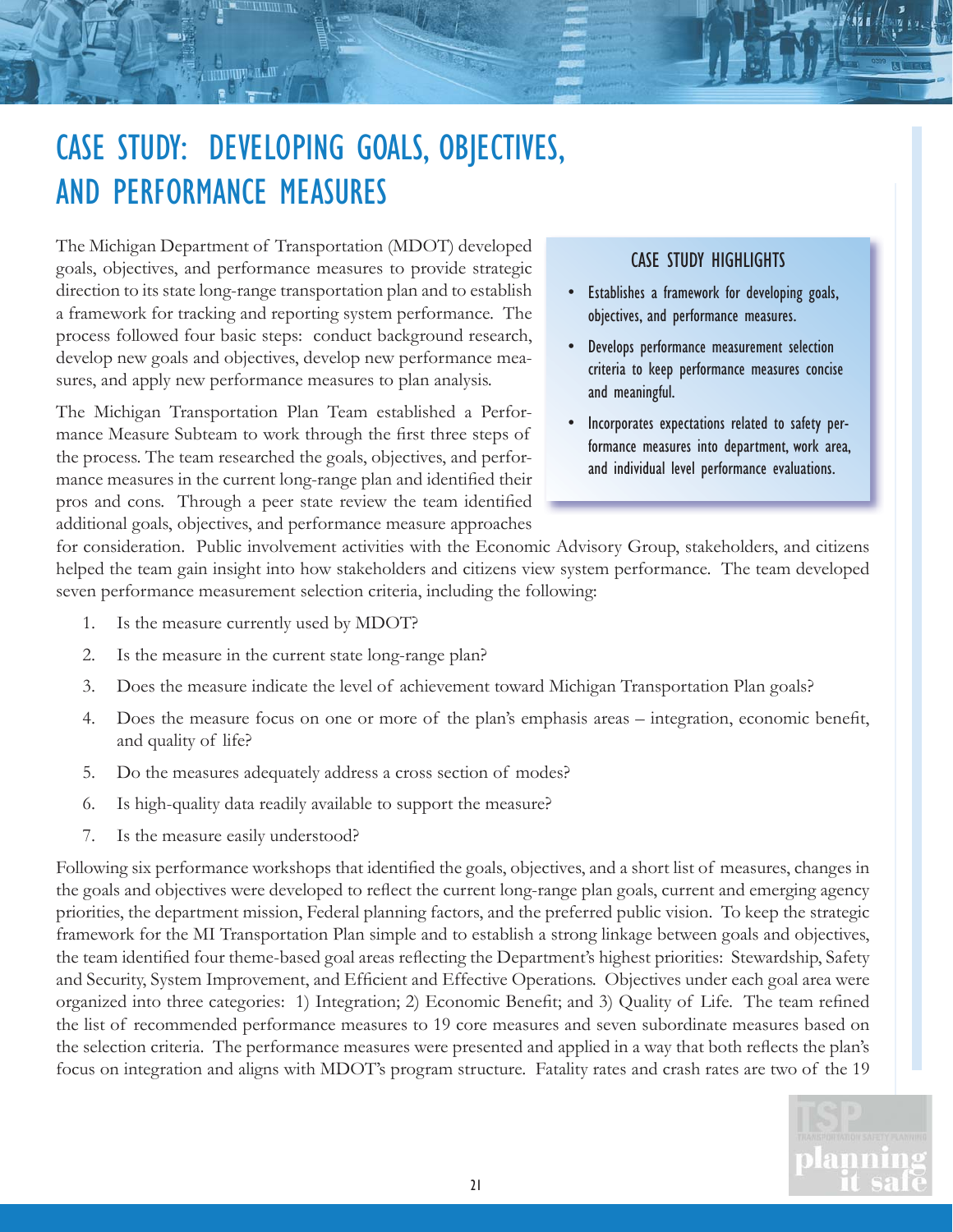# CASE STUDY: DEVELOPING GOALS, OBJECTIVES, AND PERFORMANCE MEASURES

> **CASE STUDY HIGHLIGHTS**
>
> - Establishes a framework for developing goals, objectives, and performance measures.
> - Develops performance measurement selection criteria to keep performance measures concise and meaningful.
> - Incorporates expectations related to safety performance measures into department, work area, and individual level performance evaluations.

The Michigan Department of Transportation (MDOT) developed goals, objectives, and performance measures to provide strategic direction to its state long-range transportation plan and to establish a framework for tracking and reporting system performance. The process followed four basic steps: conduct background research, develop new goals and objectives, develop new performance measures, and apply new performance measures to plan analysis.

The Michigan Transportation Plan Team established a Performance Measure Subteam to work through the first three steps of the process. The team researched the goals, objectives, and performance measures in the current long-range plan and identified their pros and cons. Through a peer state review the team identified additional goals, objectives, and performance measure approaches for consideration. Public involvement activities with the Economic Advisory Group, stakeholders, and citizens helped the team gain insight into how stakeholders and citizens view system performance. The team developed seven performance measurement selection criteria, including the following:

1. Is the measure currently used by MDOT?
2. Is the measure in the current state long-range plan?
3. Does the measure indicate the level of achievement toward Michigan Transportation Plan goals?
4. Does the measure focus on one or more of the plan's emphasis areas – integration, economic benefit, and quality of life?
5. Do the measures adequately address a cross section of modes?
6. Is high-quality data readily available to support the measure?
7. Is the measure easily understood?

Following six performance workshops that identified the goals, objectives, and a short list of measures, changes in the goals and objectives were developed to reflect the current long-range plan goals, current and emerging agency priorities, the department mission, Federal planning factors, and the preferred public vision. To keep the strategic framework for the MI Transportation Plan simple and to establish a strong linkage between goals and objectives, the team identified four theme-based goal areas reflecting the Department's highest priorities: Stewardship, Safety and Security, System Improvement, and Efficient and Effective Operations. Objectives under each goal area were organized into three categories: 1) Integration; 2) Economic Benefit; and 3) Quality of Life. The team refined the list of recommended performance measures to 19 core measures and seven subordinate measures based on the selection criteria. The performance measures were presented and applied in a way that both reflects the plan's focus on integration and aligns with MDOT's program structure. Fatality rates and crash rates are two of the 19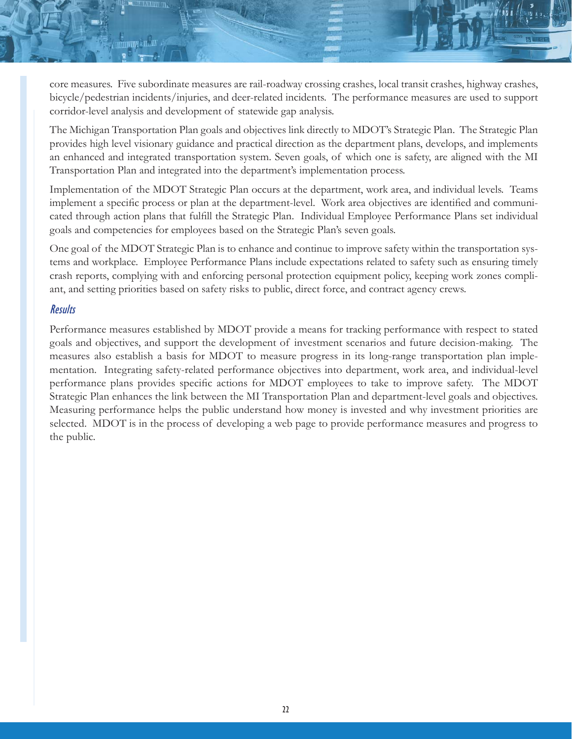core measures. Five subordinate measures are rail-roadway crossing crashes, local transit crashes, highway crashes, bicycle/pedestrian incidents/injuries, and deer-related incidents. The performance measures are used to support corridor-level analysis and development of statewide gap analysis.

The Michigan Transportation Plan goals and objectives link directly to MDOT's Strategic Plan. The Strategic Plan provides high level visionary guidance and practical direction as the department plans, develops, and implements an enhanced and integrated transportation system. Seven goals, of which one is safety, are aligned with the MI Transportation Plan and integrated into the department's implementation process.

Implementation of the MDOT Strategic Plan occurs at the department, work area, and individual levels. Teams implement a specific process or plan at the department-level. Work area objectives are identified and communicated through action plans that fulfill the Strategic Plan. Individual Employee Performance Plans set individual goals and competencies for employees based on the Strategic Plan's seven goals.

One goal of the MDOT Strategic Plan is to enhance and continue to improve safety within the transportation systems and workplace. Employee Performance Plans include expectations related to safety such as ensuring timely crash reports, complying with and enforcing personal protection equipment policy, keeping work zones compliant, and setting priorities based on safety risks to public, direct force, and contract agency crews.

### *Results*

Performance measures established by MDOT provide a means for tracking performance with respect to stated goals and objectives, and support the development of investment scenarios and future decision-making. The measures also establish a basis for MDOT to measure progress in its long-range transportation plan implementation. Integrating safety-related performance objectives into department, work area, and individual-level performance plans provides specific actions for MDOT employees to take to improve safety. The MDOT Strategic Plan enhances the link between the MI Transportation Plan and department-level goals and objectives. Measuring performance helps the public understand how money is invested and why investment priorities are selected. MDOT is in the process of developing a web page to provide performance measures and progress to the public.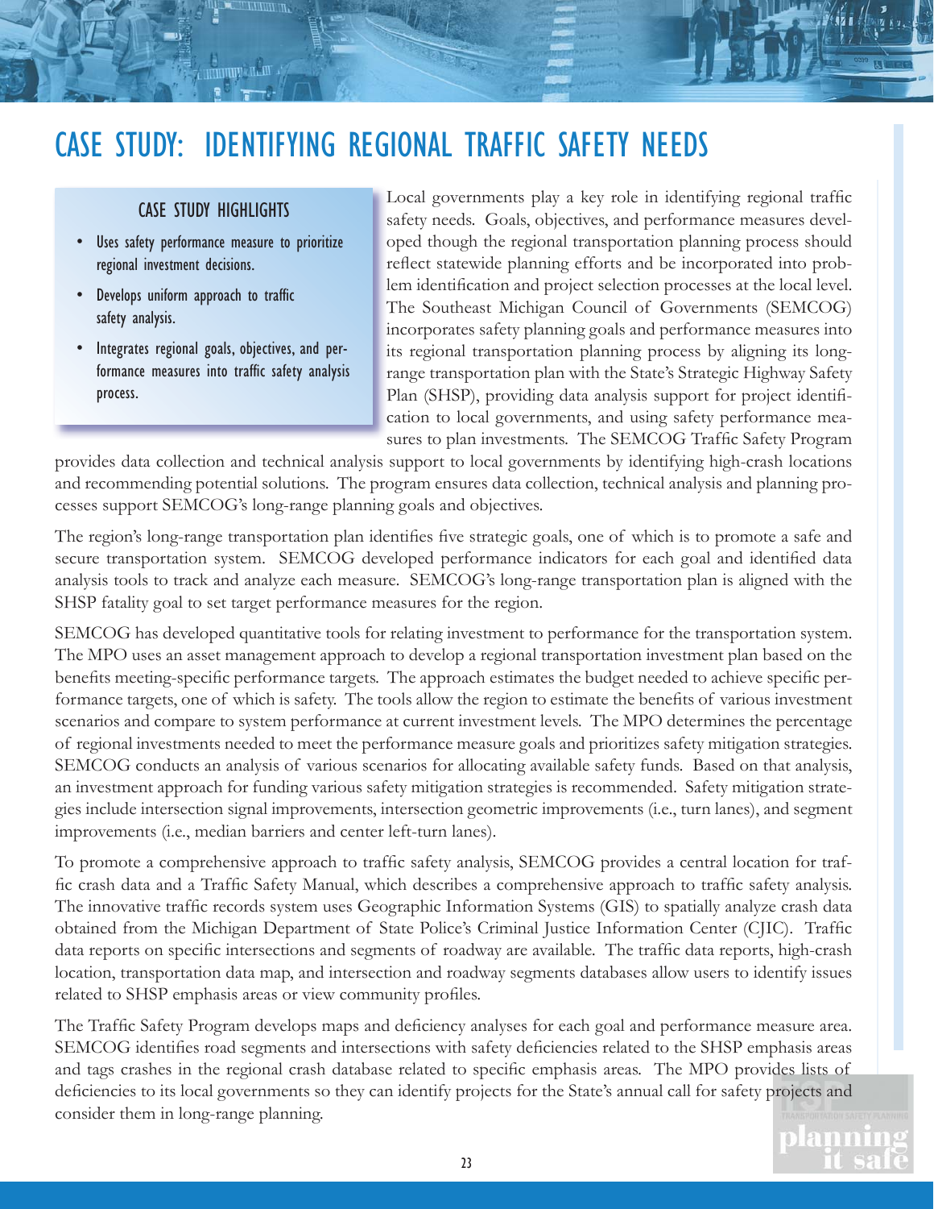# CASE STUDY: IDENTIFYING REGIONAL TRAFFIC SAFETY NEEDS

## CASE STUDY HIGHLIGHTS

- Uses safety performance measure to prioritize regional investment decisions.
- Develops uniform approach to traffic safety analysis.
- Integrates regional goals, objectives, and performance measures into traffic safety analysis process.

Local governments play a key role in identifying regional traffic safety needs. Goals, objectives, and performance measures developed though the regional transportation planning process should reflect statewide planning efforts and be incorporated into problem identification and project selection processes at the local level. The Southeast Michigan Council of Governments (SEMCOG) incorporates safety planning goals and performance measures into its regional transportation planning process by aligning its long-range transportation plan with the State's Strategic Highway Safety Plan (SHSP), providing data analysis support for project identification to local governments, and using safety performance measures to plan investments. The SEMCOG Traffic Safety Program provides data collection and technical analysis support to local governments by identifying high-crash locations and recommending potential solutions. The program ensures data collection, technical analysis and planning processes support SEMCOG's long-range planning goals and objectives.

The region's long-range transportation plan identifies five strategic goals, one of which is to promote a safe and secure transportation system. SEMCOG developed performance indicators for each goal and identified data analysis tools to track and analyze each measure. SEMCOG's long-range transportation plan is aligned with the SHSP fatality goal to set target performance measures for the region.

SEMCOG has developed quantitative tools for relating investment to performance for the transportation system. The MPO uses an asset management approach to develop a regional transportation investment plan based on the benefits meeting-specific performance targets. The approach estimates the budget needed to achieve specific performance targets, one of which is safety. The tools allow the region to estimate the benefits of various investment scenarios and compare to system performance at current investment levels. The MPO determines the percentage of regional investments needed to meet the performance measure goals and prioritizes safety mitigation strategies. SEMCOG conducts an analysis of various scenarios for allocating available safety funds. Based on that analysis, an investment approach for funding various safety mitigation strategies is recommended. Safety mitigation strategies include intersection signal improvements, intersection geometric improvements (i.e., turn lanes), and segment improvements (i.e., median barriers and center left-turn lanes).

To promote a comprehensive approach to traffic safety analysis, SEMCOG provides a central location for traffic crash data and a Traffic Safety Manual, which describes a comprehensive approach to traffic safety analysis. The innovative traffic records system uses Geographic Information Systems (GIS) to spatially analyze crash data obtained from the Michigan Department of State Police's Criminal Justice Information Center (CJIC). Traffic data reports on specific intersections and segments of roadway are available. The traffic data reports, high-crash location, transportation data map, and intersection and roadway segments databases allow users to identify issues related to SHSP emphasis areas or view community profiles.

The Traffic Safety Program develops maps and deficiency analyses for each goal and performance measure area. SEMCOG identifies road segments and intersections with safety deficiencies related to the SHSP emphasis areas and tags crashes in the regional crash database related to specific emphasis areas. The MPO provides lists of deficiencies to its local governments so they can identify projects for the State's annual call for safety projects and consider them in long-range planning.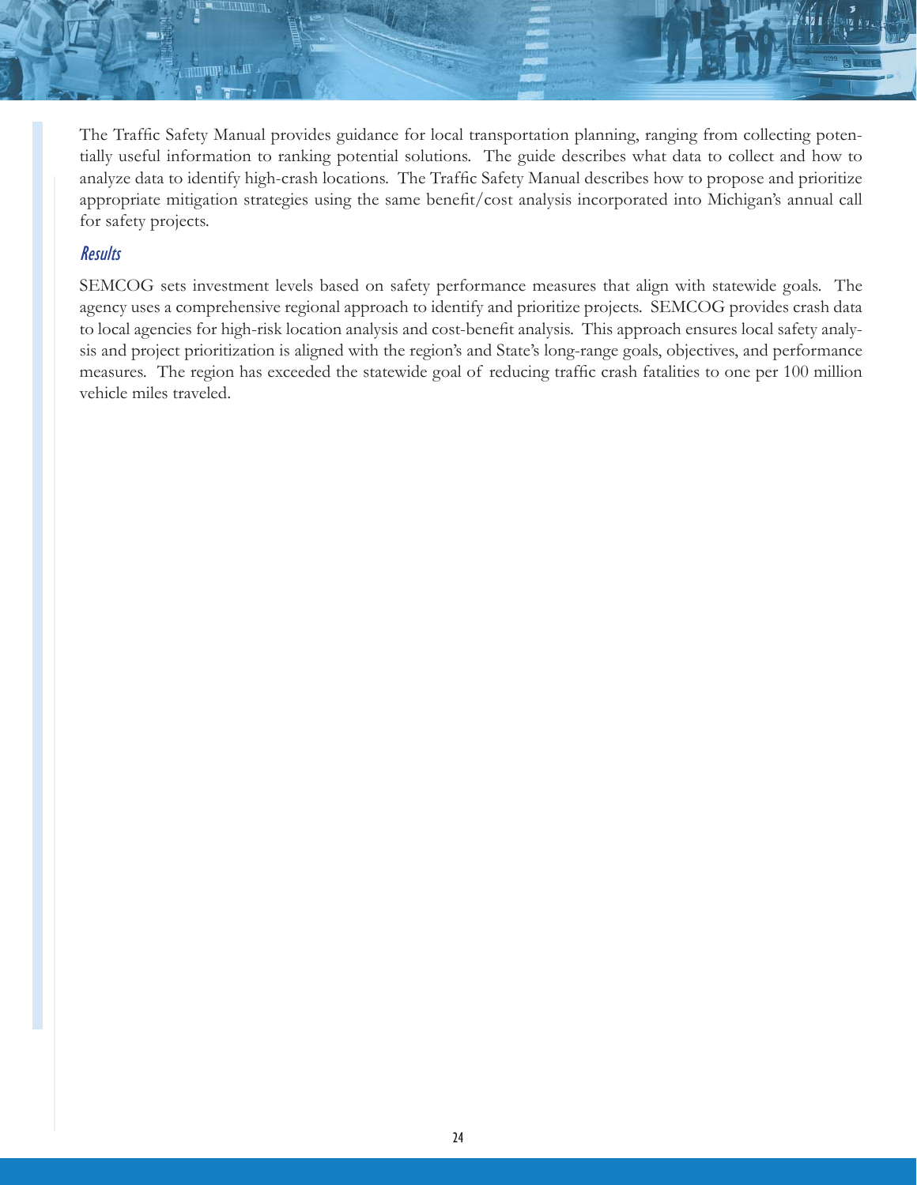The Traffic Safety Manual provides guidance for local transportation planning, ranging from collecting potentially useful information to ranking potential solutions. The guide describes what data to collect and how to analyze data to identify high-crash locations. The Traffic Safety Manual describes how to propose and prioritize appropriate mitigation strategies using the same benefit/cost analysis incorporated into Michigan's annual call for safety projects.

### *Results*

SEMCOG sets investment levels based on safety performance measures that align with statewide goals. The agency uses a comprehensive regional approach to identify and prioritize projects. SEMCOG provides crash data to local agencies for high-risk location analysis and cost-benefit analysis. This approach ensures local safety analysis and project prioritization is aligned with the region's and State's long-range goals, objectives, and performance measures. The region has exceeded the statewide goal of reducing traffic crash fatalities to one per 100 million vehicle miles traveled.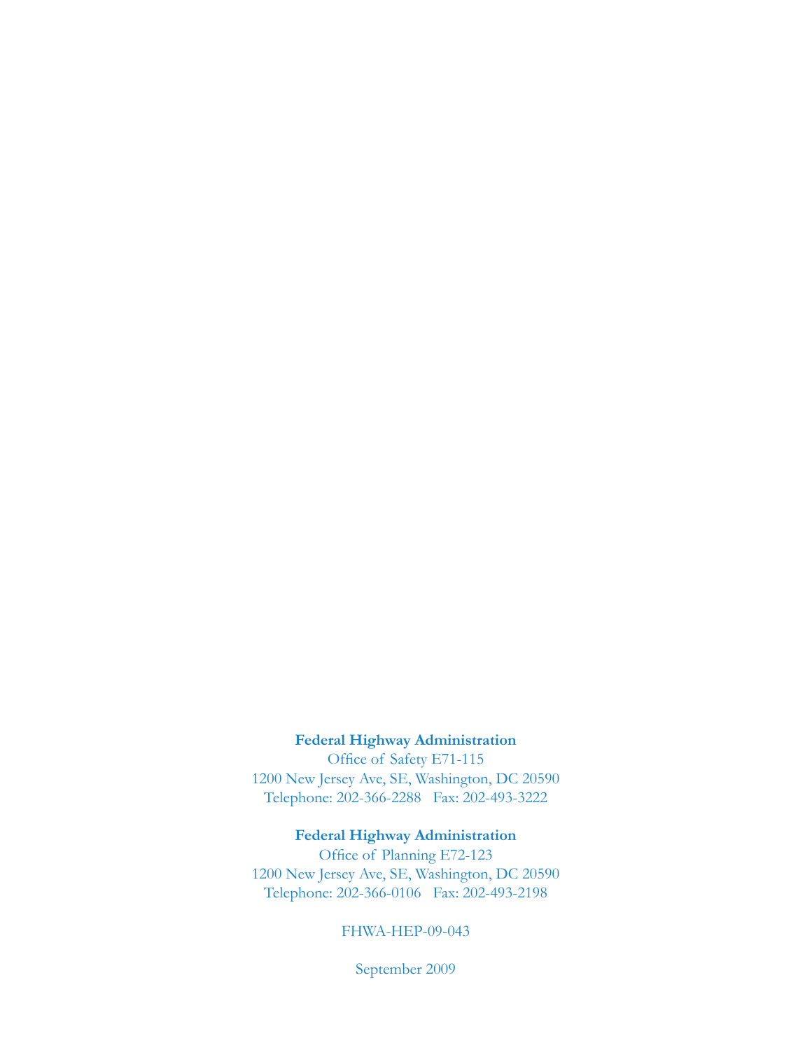**Federal Highway Administration**
Office of Safety E71-115
1200 New Jersey Ave, SE, Washington, DC 20590
Telephone: 202-366-2288 Fax: 202-493-3222

**Federal Highway Administration**
Office of Planning E72-123
1200 New Jersey Ave, SE, Washington, DC 20590
Telephone: 202-366-0106 Fax: 202-493-2198

FHWA-HEP-09-043

September 2009